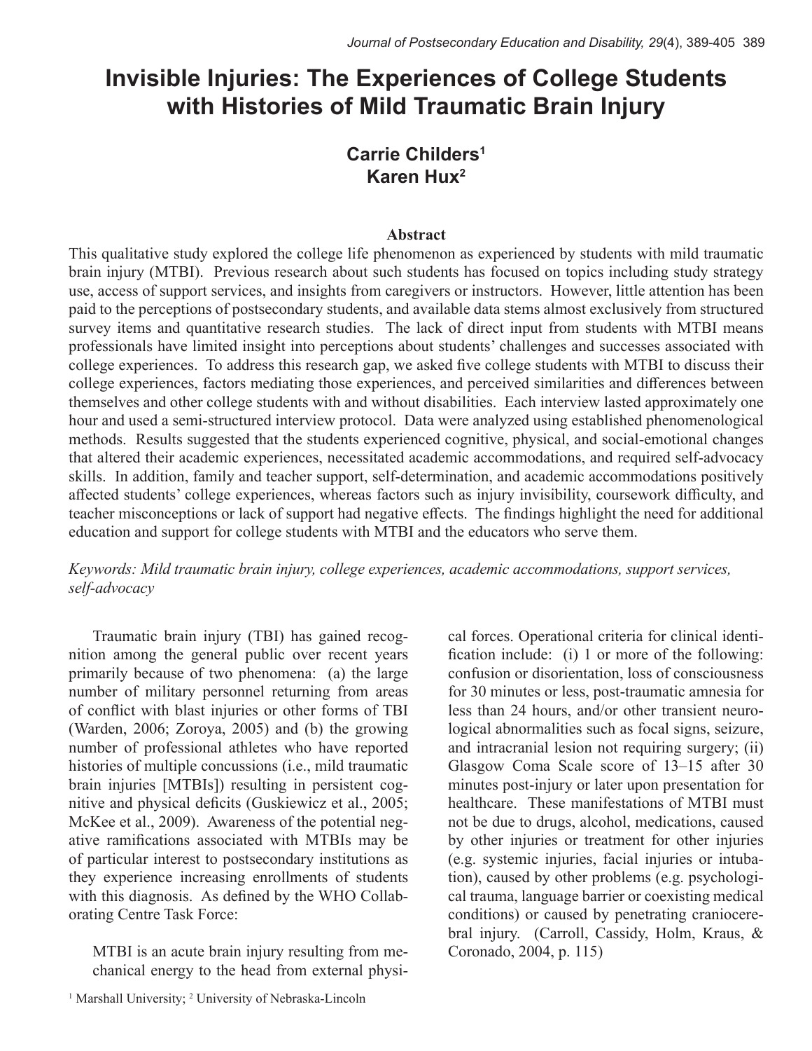# Invisible Injuries: The Experiences of College Students with Histories of Mild Traumatic Brain Injury

**Carrie Childers**[1]
**Karen Hux**[2]

### Abstract

This qualitative study explored the college life phenomenon as experienced by students with mild traumatic brain injury (MTBI). Previous research about such students has focused on topics including study strategy use, access of support services, and insights from caregivers or instructors. However, little attention has been paid to the perceptions of postsecondary students, and available data stems almost exclusively from structured survey items and quantitative research studies. The lack of direct input from students with MTBI means professionals have limited insight into perceptions about students' challenges and successes associated with college experiences. To address this research gap, we asked five college students with MTBI to discuss their college experiences, factors mediating those experiences, and perceived similarities and differences between themselves and other college students with and without disabilities. Each interview lasted approximately one hour and used a semi-structured interview protocol. Data were analyzed using established phenomenological methods. Results suggested that the students experienced cognitive, physical, and social-emotional changes that altered their academic experiences, necessitated academic accommodations, and required self-advocacy skills. In addition, family and teacher support, self-determination, and academic accommodations positively affected students' college experiences, whereas factors such as injury invisibility, coursework difficulty, and teacher misconceptions or lack of support had negative effects. The findings highlight the need for additional education and support for college students with MTBI and the educators who serve them.

*Keywords: Mild traumatic brain injury, college experiences, academic accommodations, support services, self-advocacy*

Traumatic brain injury (TBI) has gained recognition among the general public over recent years primarily because of two phenomena: (a) the large number of military personnel returning from areas of conflict with blast injuries or other forms of TBI (Warden, 2006; Zoroya, 2005) and (b) the growing number of professional athletes who have reported histories of multiple concussions (i.e., mild traumatic brain injuries [MTBIs]) resulting in persistent cognitive and physical deficits (Guskiewicz et al., 2005; McKee et al., 2009). Awareness of the potential negative ramifications associated with MTBIs may be of particular interest to postsecondary institutions as they experience increasing enrollments of students with this diagnosis. As defined by the WHO Collaborating Centre Task Force:

> MTBI is an acute brain injury resulting from mechanical energy to the head from external physical forces. Operational criteria for clinical identification include: (i) 1 or more of the following: confusion or disorientation, loss of consciousness for 30 minutes or less, post-traumatic amnesia for less than 24 hours, and/or other transient neurological abnormalities such as focal signs, seizure, and intracranial lesion not requiring surgery; (ii) Glasgow Coma Scale score of 13–15 after 30 minutes post-injury or later upon presentation for healthcare. These manifestations of MTBI must not be due to drugs, alcohol, medications, caused by other injuries or treatment for other injuries (e.g. systemic injuries, facial injuries or intubation), caused by other problems (e.g. psychological trauma, language barrier or coexisting medical conditions) or caused by penetrating craniocerebral injury. (Carroll, Cassidy, Holm, Kraus, & Coronado, 2004, p. 115)

[1] Marshall University; [2] University of Nebraska-Lincoln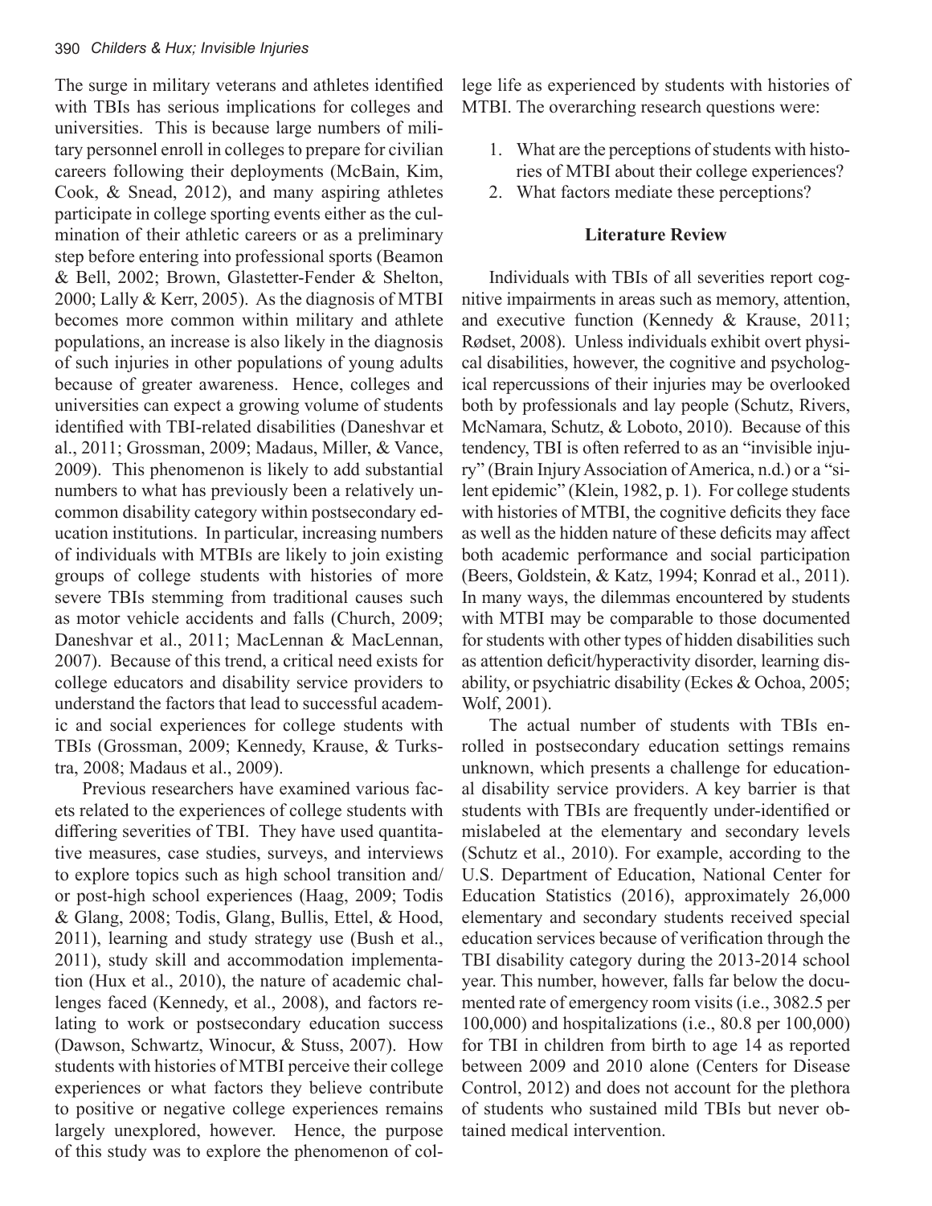The surge in military veterans and athletes identified with TBIs has serious implications for colleges and universities. This is because large numbers of military personnel enroll in colleges to prepare for civilian careers following their deployments (McBain, Kim, Cook, & Snead, 2012), and many aspiring athletes participate in college sporting events either as the culmination of their athletic careers or as a preliminary step before entering into professional sports (Beamon & Bell, 2002; Brown, Glastetter-Fender & Shelton, 2000; Lally & Kerr, 2005). As the diagnosis of MTBI becomes more common within military and athlete populations, an increase is also likely in the diagnosis of such injuries in other populations of young adults because of greater awareness. Hence, colleges and universities can expect a growing volume of students identified with TBI-related disabilities (Daneshvar et al., 2011; Grossman, 2009; Madaus, Miller, & Vance, 2009). This phenomenon is likely to add substantial numbers to what has previously been a relatively uncommon disability category within postsecondary education institutions. In particular, increasing numbers of individuals with MTBIs are likely to join existing groups of college students with histories of more severe TBIs stemming from traditional causes such as motor vehicle accidents and falls (Church, 2009; Daneshvar et al., 2011; MacLennan & MacLennan, 2007). Because of this trend, a critical need exists for college educators and disability service providers to understand the factors that lead to successful academic and social experiences for college students with TBIs (Grossman, 2009; Kennedy, Krause, & Turkstra, 2008; Madaus et al., 2009).

Previous researchers have examined various facets related to the experiences of college students with differing severities of TBI. They have used quantitative measures, case studies, surveys, and interviews to explore topics such as high school transition and/or post-high school experiences (Haag, 2009; Todis & Glang, 2008; Todis, Glang, Bullis, Ettel, & Hood, 2011), learning and study strategy use (Bush et al., 2011), study skill and accommodation implementation (Hux et al., 2010), the nature of academic challenges faced (Kennedy, et al., 2008), and factors relating to work or postsecondary education success (Dawson, Schwartz, Winocur, & Stuss, 2007). How students with histories of MTBI perceive their college experiences or what factors they believe contribute to positive or negative college experiences remains largely unexplored, however. Hence, the purpose of this study was to explore the phenomenon of college life as experienced by students with histories of MTBI. The overarching research questions were:

1. What are the perceptions of students with histories of MTBI about their college experiences?
2. What factors mediate these perceptions?

## Literature Review

Individuals with TBIs of all severities report cognitive impairments in areas such as memory, attention, and executive function (Kennedy & Krause, 2011; Rødset, 2008). Unless individuals exhibit overt physical disabilities, however, the cognitive and psychological repercussions of their injuries may be overlooked both by professionals and lay people (Schutz, Rivers, McNamara, Schutz, & Loboto, 2010). Because of this tendency, TBI is often referred to as an "invisible injury" (Brain Injury Association of America, n.d.) or a "silent epidemic" (Klein, 1982, p. 1). For college students with histories of MTBI, the cognitive deficits they face as well as the hidden nature of these deficits may affect both academic performance and social participation (Beers, Goldstein, & Katz, 1994; Konrad et al., 2011). In many ways, the dilemmas encountered by students with MTBI may be comparable to those documented for students with other types of hidden disabilities such as attention deficit/hyperactivity disorder, learning disability, or psychiatric disability (Eckes & Ochoa, 2005; Wolf, 2001).

The actual number of students with TBIs enrolled in postsecondary education settings remains unknown, which presents a challenge for educational disability service providers. A key barrier is that students with TBIs are frequently under-identified or mislabeled at the elementary and secondary levels (Schutz et al., 2010). For example, according to the U.S. Department of Education, National Center for Education Statistics (2016), approximately 26,000 elementary and secondary students received special education services because of verification through the TBI disability category during the 2013-2014 school year. This number, however, falls far below the documented rate of emergency room visits (i.e., 3082.5 per 100,000) and hospitalizations (i.e., 80.8 per 100,000) for TBI in children from birth to age 14 as reported between 2009 and 2010 alone (Centers for Disease Control, 2012) and does not account for the plethora of students who sustained mild TBIs but never obtained medical intervention.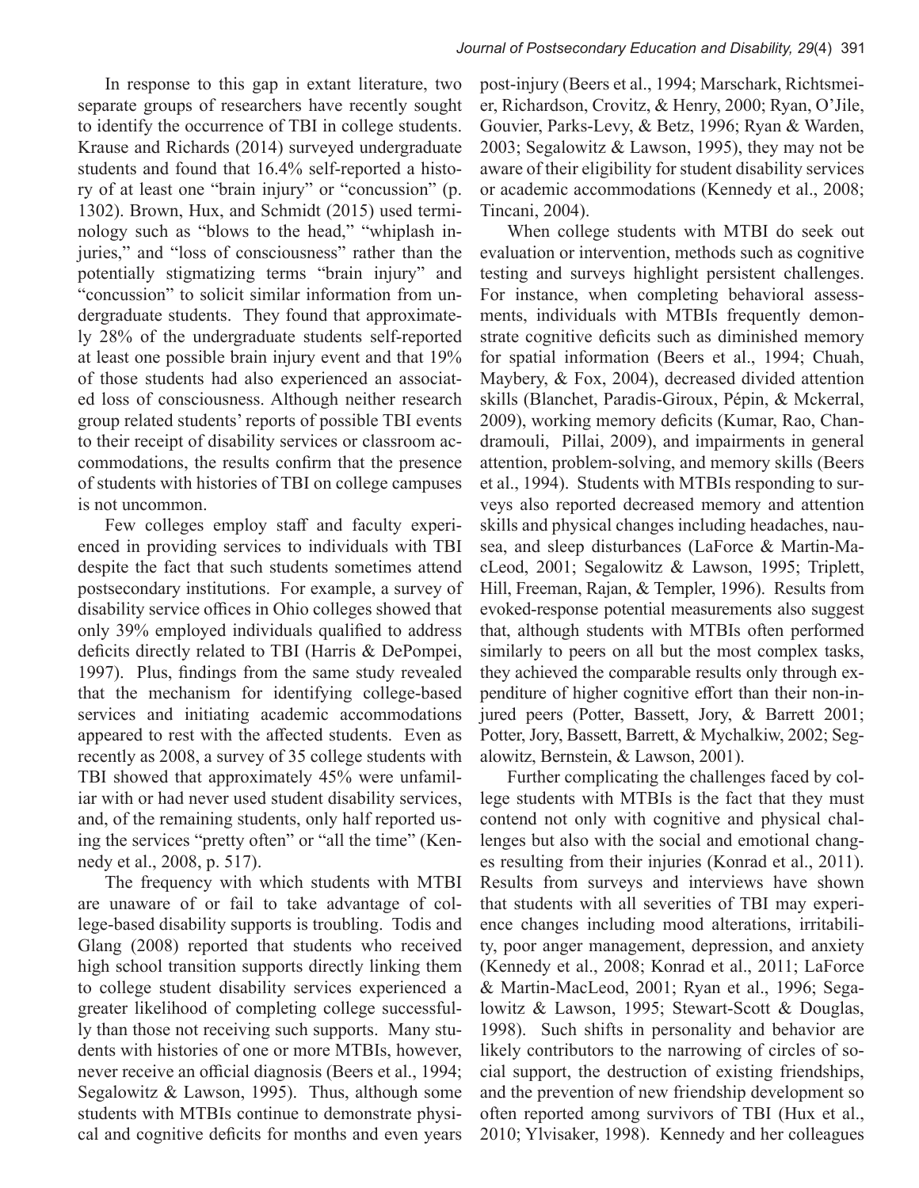In response to this gap in extant literature, two separate groups of researchers have recently sought to identify the occurrence of TBI in college students. Krause and Richards (2014) surveyed undergraduate students and found that 16.4% self-reported a history of at least one "brain injury" or "concussion" (p. 1302). Brown, Hux, and Schmidt (2015) used terminology such as "blows to the head," "whiplash injuries," and "loss of consciousness" rather than the potentially stigmatizing terms "brain injury" and "concussion" to solicit similar information from undergraduate students. They found that approximately 28% of the undergraduate students self-reported at least one possible brain injury event and that 19% of those students had also experienced an associated loss of consciousness. Although neither research group related students' reports of possible TBI events to their receipt of disability services or classroom accommodations, the results confirm that the presence of students with histories of TBI on college campuses is not uncommon.

Few colleges employ staff and faculty experienced in providing services to individuals with TBI despite the fact that such students sometimes attend postsecondary institutions. For example, a survey of disability service offices in Ohio colleges showed that only 39% employed individuals qualified to address deficits directly related to TBI (Harris & DePompei, 1997). Plus, findings from the same study revealed that the mechanism for identifying college-based services and initiating academic accommodations appeared to rest with the affected students. Even as recently as 2008, a survey of 35 college students with TBI showed that approximately 45% were unfamiliar with or had never used student disability services, and, of the remaining students, only half reported using the services "pretty often" or "all the time" (Kennedy et al., 2008, p. 517).

The frequency with which students with MTBI are unaware of or fail to take advantage of college-based disability supports is troubling. Todis and Glang (2008) reported that students who received high school transition supports directly linking them to college student disability services experienced a greater likelihood of completing college successfully than those not receiving such supports. Many students with histories of one or more MTBIs, however, never receive an official diagnosis (Beers et al., 1994; Segalowitz & Lawson, 1995). Thus, although some students with MTBIs continue to demonstrate physical and cognitive deficits for months and even years post-injury (Beers et al., 1994; Marschark, Richtsmeier, Richardson, Crovitz, & Henry, 2000; Ryan, O'Jile, Gouvier, Parks-Levy, & Betz, 1996; Ryan & Warden, 2003; Segalowitz & Lawson, 1995), they may not be aware of their eligibility for student disability services or academic accommodations (Kennedy et al., 2008; Tincani, 2004).

When college students with MTBI do seek out evaluation or intervention, methods such as cognitive testing and surveys highlight persistent challenges. For instance, when completing behavioral assessments, individuals with MTBIs frequently demonstrate cognitive deficits such as diminished memory for spatial information (Beers et al., 1994; Chuah, Maybery, & Fox, 2004), decreased divided attention skills (Blanchet, Paradis-Giroux, Pépin, & Mckerral, 2009), working memory deficits (Kumar, Rao, Chandramouli, Pillai, 2009), and impairments in general attention, problem-solving, and memory skills (Beers et al., 1994). Students with MTBIs responding to surveys also reported decreased memory and attention skills and physical changes including headaches, nausea, and sleep disturbances (LaForce & Martin-MacLeod, 2001; Segalowitz & Lawson, 1995; Triplett, Hill, Freeman, Rajan, & Templer, 1996). Results from evoked-response potential measurements also suggest that, although students with MTBIs often performed similarly to peers on all but the most complex tasks, they achieved the comparable results only through expenditure of higher cognitive effort than their non-injured peers (Potter, Bassett, Jory, & Barrett 2001; Potter, Jory, Bassett, Barrett, & Mychalkiw, 2002; Segalowitz, Bernstein, & Lawson, 2001).

Further complicating the challenges faced by college students with MTBIs is the fact that they must contend not only with cognitive and physical challenges but also with the social and emotional changes resulting from their injuries (Konrad et al., 2011). Results from surveys and interviews have shown that students with all severities of TBI may experience changes including mood alterations, irritability, poor anger management, depression, and anxiety (Kennedy et al., 2008; Konrad et al., 2011; LaForce & Martin-MacLeod, 2001; Ryan et al., 1996; Segalowitz & Lawson, 1995; Stewart-Scott & Douglas, 1998). Such shifts in personality and behavior are likely contributors to the narrowing of circles of social support, the destruction of existing friendships, and the prevention of new friendship development so often reported among survivors of TBI (Hux et al., 2010; Ylvisaker, 1998). Kennedy and her colleagues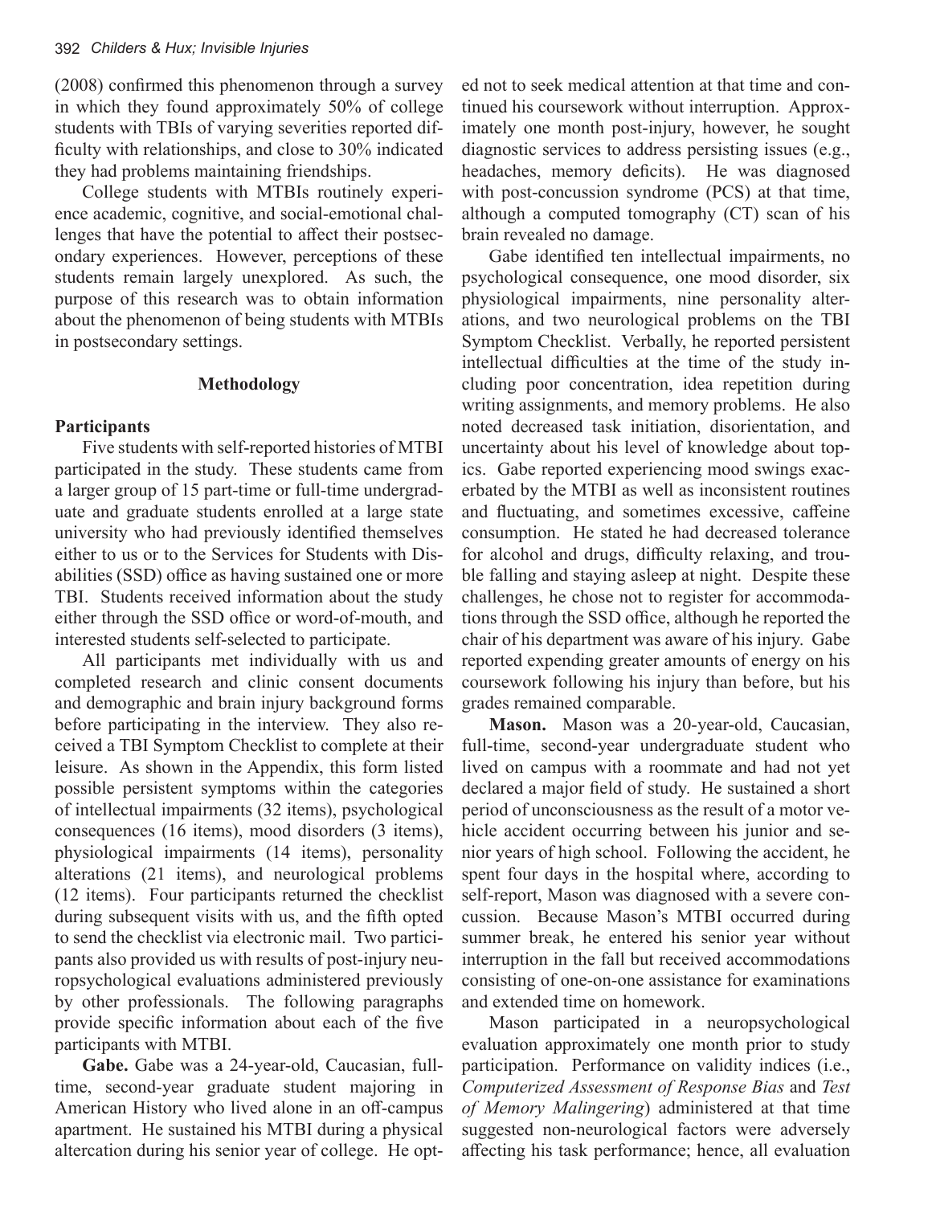(2008) confirmed this phenomenon through a survey in which they found approximately 50% of college students with TBIs of varying severities reported difficulty with relationships, and close to 30% indicated they had problems maintaining friendships.

College students with MTBIs routinely experience academic, cognitive, and social-emotional challenges that have the potential to affect their postsecondary experiences. However, perceptions of these students remain largely unexplored. As such, the purpose of this research was to obtain information about the phenomenon of being students with MTBIs in postsecondary settings.

## Methodology

### Participants

Five students with self-reported histories of MTBI participated in the study. These students came from a larger group of 15 part-time or full-time undergraduate and graduate students enrolled at a large state university who had previously identified themselves either to us or to the Services for Students with Disabilities (SSD) office as having sustained one or more TBI. Students received information about the study either through the SSD office or word-of-mouth, and interested students self-selected to participate.

All participants met individually with us and completed research and clinic consent documents and demographic and brain injury background forms before participating in the interview. They also received a TBI Symptom Checklist to complete at their leisure. As shown in the Appendix, this form listed possible persistent symptoms within the categories of intellectual impairments (32 items), psychological consequences (16 items), mood disorders (3 items), physiological impairments (14 items), personality alterations (21 items), and neurological problems (12 items). Four participants returned the checklist during subsequent visits with us, and the fifth opted to send the checklist via electronic mail. Two participants also provided us with results of post-injury neuropsychological evaluations administered previously by other professionals. The following paragraphs provide specific information about each of the five participants with MTBI.

**Gabe.** Gabe was a 24-year-old, Caucasian, full-time, second-year graduate student majoring in American History who lived alone in an off-campus apartment. He sustained his MTBI during a physical altercation during his senior year of college. He opted not to seek medical attention at that time and continued his coursework without interruption. Approximately one month post-injury, however, he sought diagnostic services to address persisting issues (e.g., headaches, memory deficits). He was diagnosed with post-concussion syndrome (PCS) at that time, although a computed tomography (CT) scan of his brain revealed no damage.

Gabe identified ten intellectual impairments, no psychological consequence, one mood disorder, six physiological impairments, nine personality alterations, and two neurological problems on the TBI Symptom Checklist. Verbally, he reported persistent intellectual difficulties at the time of the study including poor concentration, idea repetition during writing assignments, and memory problems. He also noted decreased task initiation, disorientation, and uncertainty about his level of knowledge about topics. Gabe reported experiencing mood swings exacerbated by the MTBI as well as inconsistent routines and fluctuating, and sometimes excessive, caffeine consumption. He stated he had decreased tolerance for alcohol and drugs, difficulty relaxing, and trouble falling and staying asleep at night. Despite these challenges, he chose not to register for accommodations through the SSD office, although he reported the chair of his department was aware of his injury. Gabe reported expending greater amounts of energy on his coursework following his injury than before, but his grades remained comparable.

**Mason.** Mason was a 20-year-old, Caucasian, full-time, second-year undergraduate student who lived on campus with a roommate and had not yet declared a major field of study. He sustained a short period of unconsciousness as the result of a motor vehicle accident occurring between his junior and senior years of high school. Following the accident, he spent four days in the hospital where, according to self-report, Mason was diagnosed with a severe concussion. Because Mason's MTBI occurred during summer break, he entered his senior year without interruption in the fall but received accommodations consisting of one-on-one assistance for examinations and extended time on homework.

Mason participated in a neuropsychological evaluation approximately one month prior to study participation. Performance on validity indices (i.e., *Computerized Assessment of Response Bias* and *Test of Memory Malingering*) administered at that time suggested non-neurological factors were adversely affecting his task performance; hence, all evaluation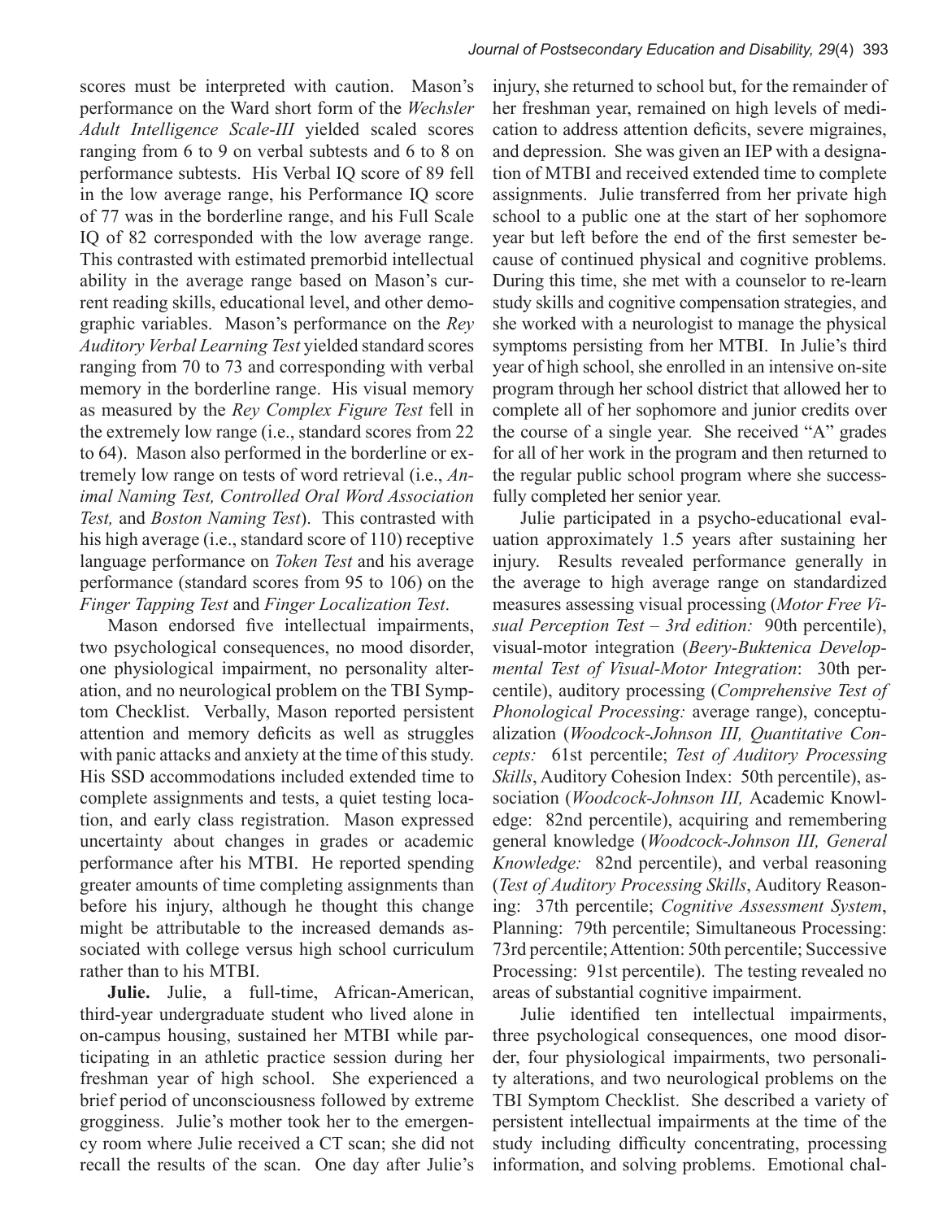scores must be interpreted with caution. Mason's performance on the Ward short form of the *Wechsler Adult Intelligence Scale-III* yielded scaled scores ranging from 6 to 9 on verbal subtests and 6 to 8 on performance subtests. His Verbal IQ score of 89 fell in the low average range, his Performance IQ score of 77 was in the borderline range, and his Full Scale IQ of 82 corresponded with the low average range. This contrasted with estimated premorbid intellectual ability in the average range based on Mason's current reading skills, educational level, and other demographic variables. Mason's performance on the *Rey Auditory Verbal Learning Test* yielded standard scores ranging from 70 to 73 and corresponding with verbal memory in the borderline range. His visual memory as measured by the *Rey Complex Figure Test* fell in the extremely low range (i.e., standard scores from 22 to 64). Mason also performed in the borderline or extremely low range on tests of word retrieval (i.e., *Animal Naming Test, Controlled Oral Word Association Test,* and *Boston Naming Test*). This contrasted with his high average (i.e., standard score of 110) receptive language performance on *Token Test* and his average performance (standard scores from 95 to 106) on the *Finger Tapping Test* and *Finger Localization Test*.

Mason endorsed five intellectual impairments, two psychological consequences, no mood disorder, one physiological impairment, no personality alteration, and no neurological problem on the TBI Symptom Checklist. Verbally, Mason reported persistent attention and memory deficits as well as struggles with panic attacks and anxiety at the time of this study. His SSD accommodations included extended time to complete assignments and tests, a quiet testing location, and early class registration. Mason expressed uncertainty about changes in grades or academic performance after his MTBI. He reported spending greater amounts of time completing assignments than before his injury, although he thought this change might be attributable to the increased demands associated with college versus high school curriculum rather than to his MTBI.

**Julie.** Julie, a full-time, African-American, third-year undergraduate student who lived alone in on-campus housing, sustained her MTBI while participating in an athletic practice session during her freshman year of high school. She experienced a brief period of unconsciousness followed by extreme grogginess. Julie's mother took her to the emergency room where Julie received a CT scan; she did not recall the results of the scan. One day after Julie's injury, she returned to school but, for the remainder of her freshman year, remained on high levels of medication to address attention deficits, severe migraines, and depression. She was given an IEP with a designation of MTBI and received extended time to complete assignments. Julie transferred from her private high school to a public one at the start of her sophomore year but left before the end of the first semester because of continued physical and cognitive problems. During this time, she met with a counselor to re-learn study skills and cognitive compensation strategies, and she worked with a neurologist to manage the physical symptoms persisting from her MTBI. In Julie's third year of high school, she enrolled in an intensive on-site program through her school district that allowed her to complete all of her sophomore and junior credits over the course of a single year. She received "A" grades for all of her work in the program and then returned to the regular public school program where she successfully completed her senior year.

Julie participated in a psycho-educational evaluation approximately 1.5 years after sustaining her injury. Results revealed performance generally in the average to high average range on standardized measures assessing visual processing (*Motor Free Visual Perception Test – 3rd edition:* 90th percentile), visual-motor integration (*Beery-Buktenica Developmental Test of Visual-Motor Integration*: 30th percentile), auditory processing (*Comprehensive Test of Phonological Processing:* average range), conceptualization (*Woodcock-Johnson III, Quantitative Concepts:* 61st percentile; *Test of Auditory Processing Skills*, Auditory Cohesion Index: 50th percentile), association (*Woodcock-Johnson III,* Academic Knowledge: 82nd percentile), acquiring and remembering general knowledge (*Woodcock-Johnson III, General Knowledge:* 82nd percentile), and verbal reasoning (*Test of Auditory Processing Skills*, Auditory Reasoning: 37th percentile; *Cognitive Assessment System*, Planning: 79th percentile; Simultaneous Processing: 73rd percentile; Attention: 50th percentile; Successive Processing: 91st percentile). The testing revealed no areas of substantial cognitive impairment.

Julie identified ten intellectual impairments, three psychological consequences, one mood disorder, four physiological impairments, two personality alterations, and two neurological problems on the TBI Symptom Checklist. She described a variety of persistent intellectual impairments at the time of the study including difficulty concentrating, processing information, and solving problems. Emotional chal-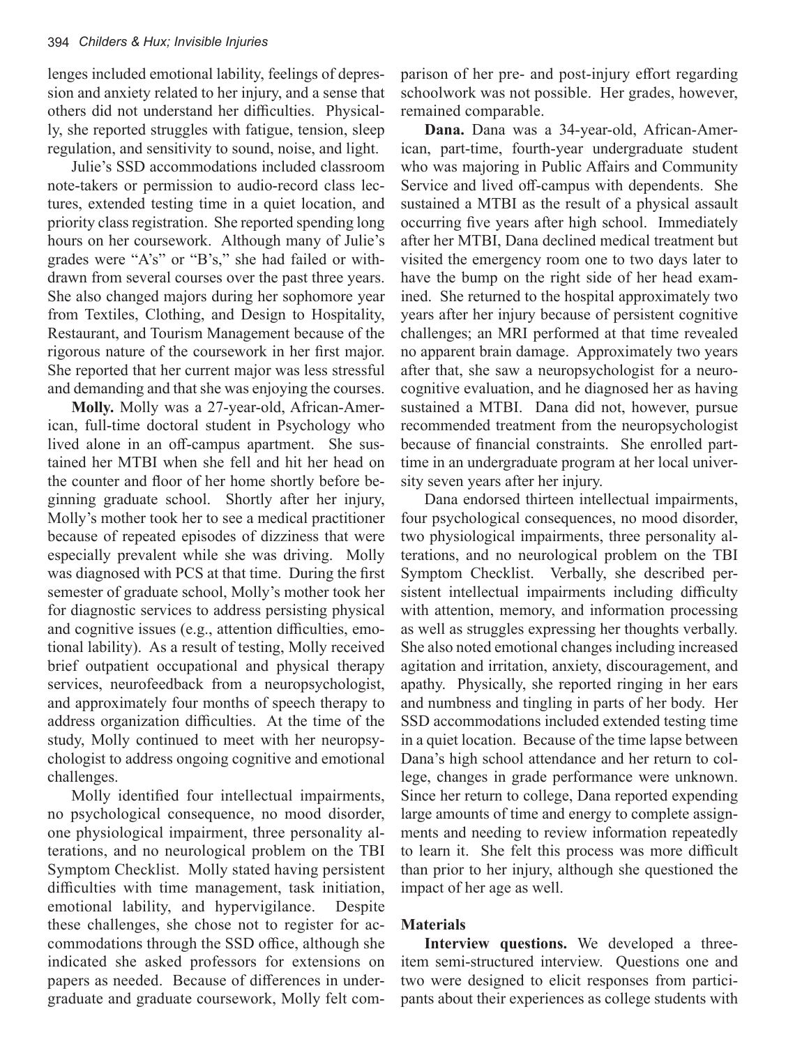lenges included emotional lability, feelings of depression and anxiety related to her injury, and a sense that others did not understand her difficulties. Physically, she reported struggles with fatigue, tension, sleep regulation, and sensitivity to sound, noise, and light.

Julie's SSD accommodations included classroom note-takers or permission to audio-record class lectures, extended testing time in a quiet location, and priority class registration. She reported spending long hours on her coursework. Although many of Julie's grades were "A's" or "B's," she had failed or withdrawn from several courses over the past three years. She also changed majors during her sophomore year from Textiles, Clothing, and Design to Hospitality, Restaurant, and Tourism Management because of the rigorous nature of the coursework in her first major. She reported that her current major was less stressful and demanding and that she was enjoying the courses.

**Molly.** Molly was a 27-year-old, African-American, full-time doctoral student in Psychology who lived alone in an off-campus apartment. She sustained her MTBI when she fell and hit her head on the counter and floor of her home shortly before beginning graduate school. Shortly after her injury, Molly's mother took her to see a medical practitioner because of repeated episodes of dizziness that were especially prevalent while she was driving. Molly was diagnosed with PCS at that time. During the first semester of graduate school, Molly's mother took her for diagnostic services to address persisting physical and cognitive issues (e.g., attention difficulties, emotional lability). As a result of testing, Molly received brief outpatient occupational and physical therapy services, neurofeedback from a neuropsychologist, and approximately four months of speech therapy to address organization difficulties. At the time of the study, Molly continued to meet with her neuropsychologist to address ongoing cognitive and emotional challenges.

Molly identified four intellectual impairments, no psychological consequence, no mood disorder, one physiological impairment, three personality alterations, and no neurological problem on the TBI Symptom Checklist. Molly stated having persistent difficulties with time management, task initiation, emotional lability, and hypervigilance. Despite these challenges, she chose not to register for accommodations through the SSD office, although she indicated she asked professors for extensions on papers as needed. Because of differences in undergraduate and graduate coursework, Molly felt comparison of her pre- and post-injury effort regarding schoolwork was not possible. Her grades, however, remained comparable.

**Dana.** Dana was a 34-year-old, African-American, part-time, fourth-year undergraduate student who was majoring in Public Affairs and Community Service and lived off-campus with dependents. She sustained a MTBI as the result of a physical assault occurring five years after high school. Immediately after her MTBI, Dana declined medical treatment but visited the emergency room one to two days later to have the bump on the right side of her head examined. She returned to the hospital approximately two years after her injury because of persistent cognitive challenges; an MRI performed at that time revealed no apparent brain damage. Approximately two years after that, she saw a neuropsychologist for a neurocognitive evaluation, and he diagnosed her as having sustained a MTBI. Dana did not, however, pursue recommended treatment from the neuropsychologist because of financial constraints. She enrolled part-time in an undergraduate program at her local university seven years after her injury.

Dana endorsed thirteen intellectual impairments, four psychological consequences, no mood disorder, two physiological impairments, three personality alterations, and no neurological problem on the TBI Symptom Checklist. Verbally, she described persistent intellectual impairments including difficulty with attention, memory, and information processing as well as struggles expressing her thoughts verbally. She also noted emotional changes including increased agitation and irritation, anxiety, discouragement, and apathy. Physically, she reported ringing in her ears and numbness and tingling in parts of her body. Her SSD accommodations included extended testing time in a quiet location. Because of the time lapse between Dana's high school attendance and her return to college, changes in grade performance were unknown. Since her return to college, Dana reported expending large amounts of time and energy to complete assignments and needing to review information repeatedly to learn it. She felt this process was more difficult than prior to her injury, although she questioned the impact of her age as well.

### Materials

**Interview questions.** We developed a three-item semi-structured interview. Questions one and two were designed to elicit responses from participants about their experiences as college students with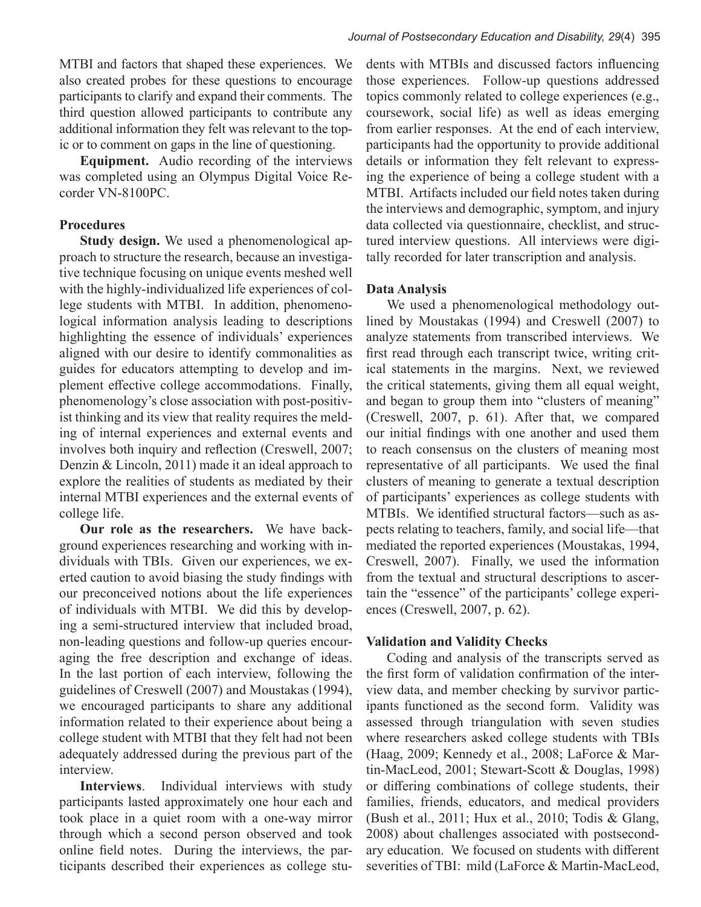MTBI and factors that shaped these experiences. We also created probes for these questions to encourage participants to clarify and expand their comments. The third question allowed participants to contribute any additional information they felt was relevant to the topic or to comment on gaps in the line of questioning.

**Equipment.** Audio recording of the interviews was completed using an Olympus Digital Voice Recorder VN-8100PC.

### Procedures

**Study design.** We used a phenomenological approach to structure the research, because an investigative technique focusing on unique events meshed well with the highly-individualized life experiences of college students with MTBI. In addition, phenomenological information analysis leading to descriptions highlighting the essence of individuals' experiences aligned with our desire to identify commonalities as guides for educators attempting to develop and implement effective college accommodations. Finally, phenomenology's close association with post-positivist thinking and its view that reality requires the melding of internal experiences and external events and involves both inquiry and reflection (Creswell, 2007; Denzin & Lincoln, 2011) made it an ideal approach to explore the realities of students as mediated by their internal MTBI experiences and the external events of college life.

**Our role as the researchers.** We have background experiences researching and working with individuals with TBIs. Given our experiences, we exerted caution to avoid biasing the study findings with our preconceived notions about the life experiences of individuals with MTBI. We did this by developing a semi-structured interview that included broad, non-leading questions and follow-up queries encouraging the free description and exchange of ideas. In the last portion of each interview, following the guidelines of Creswell (2007) and Moustakas (1994), we encouraged participants to share any additional information related to their experience about being a college student with MTBI that they felt had not been adequately addressed during the previous part of the interview.

**Interviews**. Individual interviews with study participants lasted approximately one hour each and took place in a quiet room with a one-way mirror through which a second person observed and took online field notes. During the interviews, the participants described their experiences as college students with MTBIs and discussed factors influencing those experiences. Follow-up questions addressed topics commonly related to college experiences (e.g., coursework, social life) as well as ideas emerging from earlier responses. At the end of each interview, participants had the opportunity to provide additional details or information they felt relevant to expressing the experience of being a college student with a MTBI. Artifacts included our field notes taken during the interviews and demographic, symptom, and injury data collected via questionnaire, checklist, and structured interview questions. All interviews were digitally recorded for later transcription and analysis.

### Data Analysis

We used a phenomenological methodology outlined by Moustakas (1994) and Creswell (2007) to analyze statements from transcribed interviews. We first read through each transcript twice, writing critical statements in the margins. Next, we reviewed the critical statements, giving them all equal weight, and began to group them into "clusters of meaning" (Creswell, 2007, p. 61). After that, we compared our initial findings with one another and used them to reach consensus on the clusters of meaning most representative of all participants. We used the final clusters of meaning to generate a textual description of participants' experiences as college students with MTBIs. We identified structural factors—such as aspects relating to teachers, family, and social life—that mediated the reported experiences (Moustakas, 1994, Creswell, 2007). Finally, we used the information from the textual and structural descriptions to ascertain the "essence" of the participants' college experiences (Creswell, 2007, p. 62).

### Validation and Validity Checks

Coding and analysis of the transcripts served as the first form of validation confirmation of the interview data, and member checking by survivor participants functioned as the second form. Validity was assessed through triangulation with seven studies where researchers asked college students with TBIs (Haag, 2009; Kennedy et al., 2008; LaForce & Martin-MacLeod, 2001; Stewart-Scott & Douglas, 1998) or differing combinations of college students, their families, friends, educators, and medical providers (Bush et al., 2011; Hux et al., 2010; Todis & Glang, 2008) about challenges associated with postsecondary education. We focused on students with different severities of TBI: mild (LaForce & Martin-MacLeod,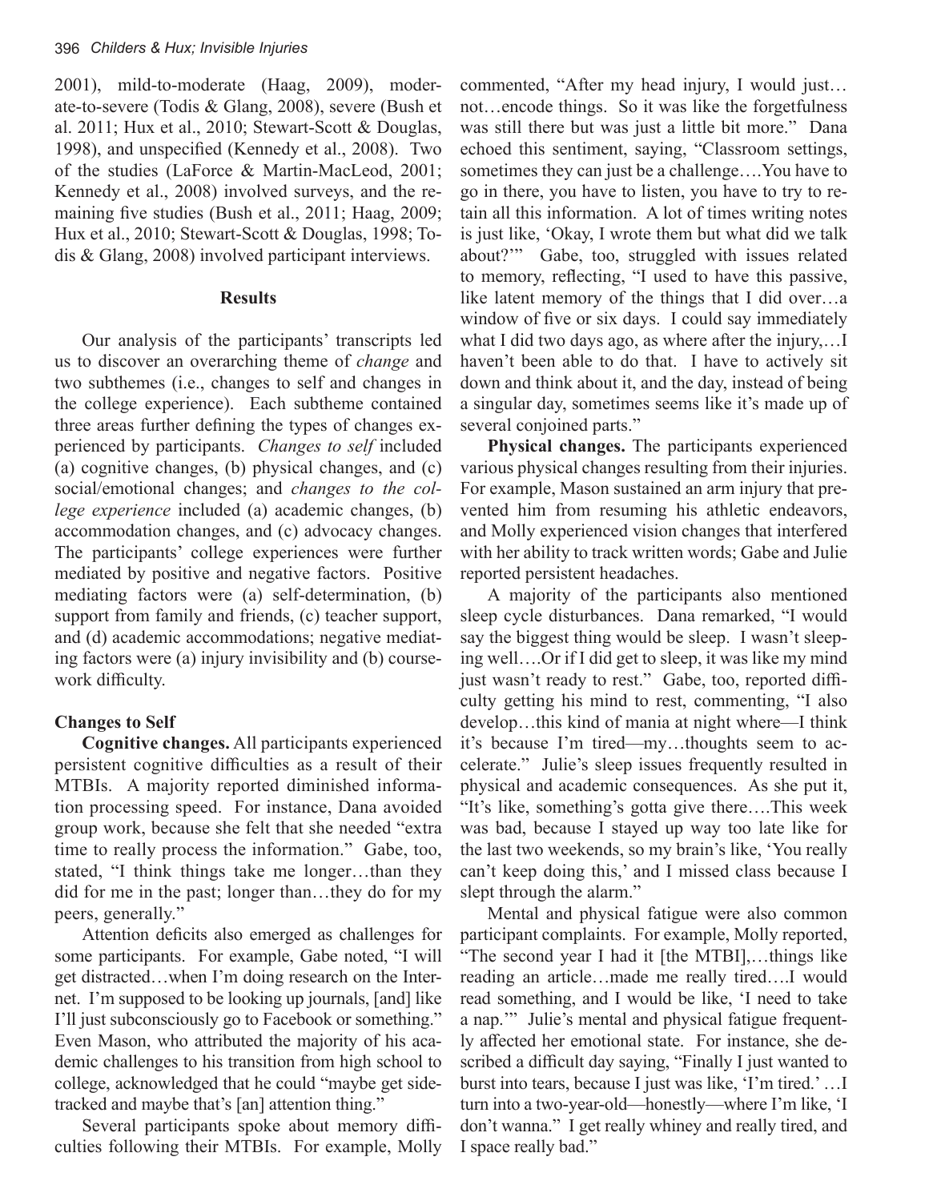2001), mild-to-moderate (Haag, 2009), moderate-to-severe (Todis & Glang, 2008), severe (Bush et al. 2011; Hux et al., 2010; Stewart-Scott & Douglas, 1998), and unspecified (Kennedy et al., 2008). Two of the studies (LaForce & Martin-MacLeod, 2001; Kennedy et al., 2008) involved surveys, and the remaining five studies (Bush et al., 2011; Haag, 2009; Hux et al., 2010; Stewart-Scott & Douglas, 1998; Todis & Glang, 2008) involved participant interviews.

## Results

Our analysis of the participants' transcripts led us to discover an overarching theme of *change* and two subthemes (i.e., changes to self and changes in the college experience). Each subtheme contained three areas further defining the types of changes experienced by participants. *Changes to self* included (a) cognitive changes, (b) physical changes, and (c) social/emotional changes; and *changes to the college experience* included (a) academic changes, (b) accommodation changes, and (c) advocacy changes. The participants' college experiences were further mediated by positive and negative factors. Positive mediating factors were (a) self-determination, (b) support from family and friends, (c) teacher support, and (d) academic accommodations; negative mediating factors were (a) injury invisibility and (b) coursework difficulty.

### Changes to Self

**Cognitive changes.** All participants experienced persistent cognitive difficulties as a result of their MTBIs. A majority reported diminished information processing speed. For instance, Dana avoided group work, because she felt that she needed "extra time to really process the information." Gabe, too, stated, "I think things take me longer…than they did for me in the past; longer than…they do for my peers, generally."

Attention deficits also emerged as challenges for some participants. For example, Gabe noted, "I will get distracted…when I'm doing research on the Internet. I'm supposed to be looking up journals, [and] like I'll just subconsciously go to Facebook or something." Even Mason, who attributed the majority of his academic challenges to his transition from high school to college, acknowledged that he could "maybe get sidetracked and maybe that's [an] attention thing."

Several participants spoke about memory difficulties following their MTBIs. For example, Molly commented, "After my head injury, I would just… not…encode things. So it was like the forgetfulness was still there but was just a little bit more." Dana echoed this sentiment, saying, "Classroom settings, sometimes they can just be a challenge….You have to go in there, you have to listen, you have to try to retain all this information. A lot of times writing notes is just like, 'Okay, I wrote them but what did we talk about?'" Gabe, too, struggled with issues related to memory, reflecting, "I used to have this passive, like latent memory of the things that I did over…a window of five or six days. I could say immediately what I did two days ago, as where after the injury,…I haven't been able to do that. I have to actively sit down and think about it, and the day, instead of being a singular day, sometimes seems like it's made up of several conjoined parts."

**Physical changes.** The participants experienced various physical changes resulting from their injuries. For example, Mason sustained an arm injury that prevented him from resuming his athletic endeavors, and Molly experienced vision changes that interfered with her ability to track written words; Gabe and Julie reported persistent headaches.

A majority of the participants also mentioned sleep cycle disturbances. Dana remarked, "I would say the biggest thing would be sleep. I wasn't sleeping well….Or if I did get to sleep, it was like my mind just wasn't ready to rest." Gabe, too, reported difficulty getting his mind to rest, commenting, "I also develop…this kind of mania at night where—I think it's because I'm tired—my…thoughts seem to accelerate." Julie's sleep issues frequently resulted in physical and academic consequences. As she put it, "It's like, something's gotta give there….This week was bad, because I stayed up way too late like for the last two weekends, so my brain's like, 'You really can't keep doing this,' and I missed class because I slept through the alarm."

Mental and physical fatigue were also common participant complaints. For example, Molly reported, "The second year I had it [the MTBI],…things like reading an article…made me really tired….I would read something, and I would be like, 'I need to take a nap.'" Julie's mental and physical fatigue frequently affected her emotional state. For instance, she described a difficult day saying, "Finally I just wanted to burst into tears, because I just was like, 'I'm tired.' …I turn into a two-year-old—honestly—where I'm like, 'I don't wanna." I get really whiney and really tired, and I space really bad."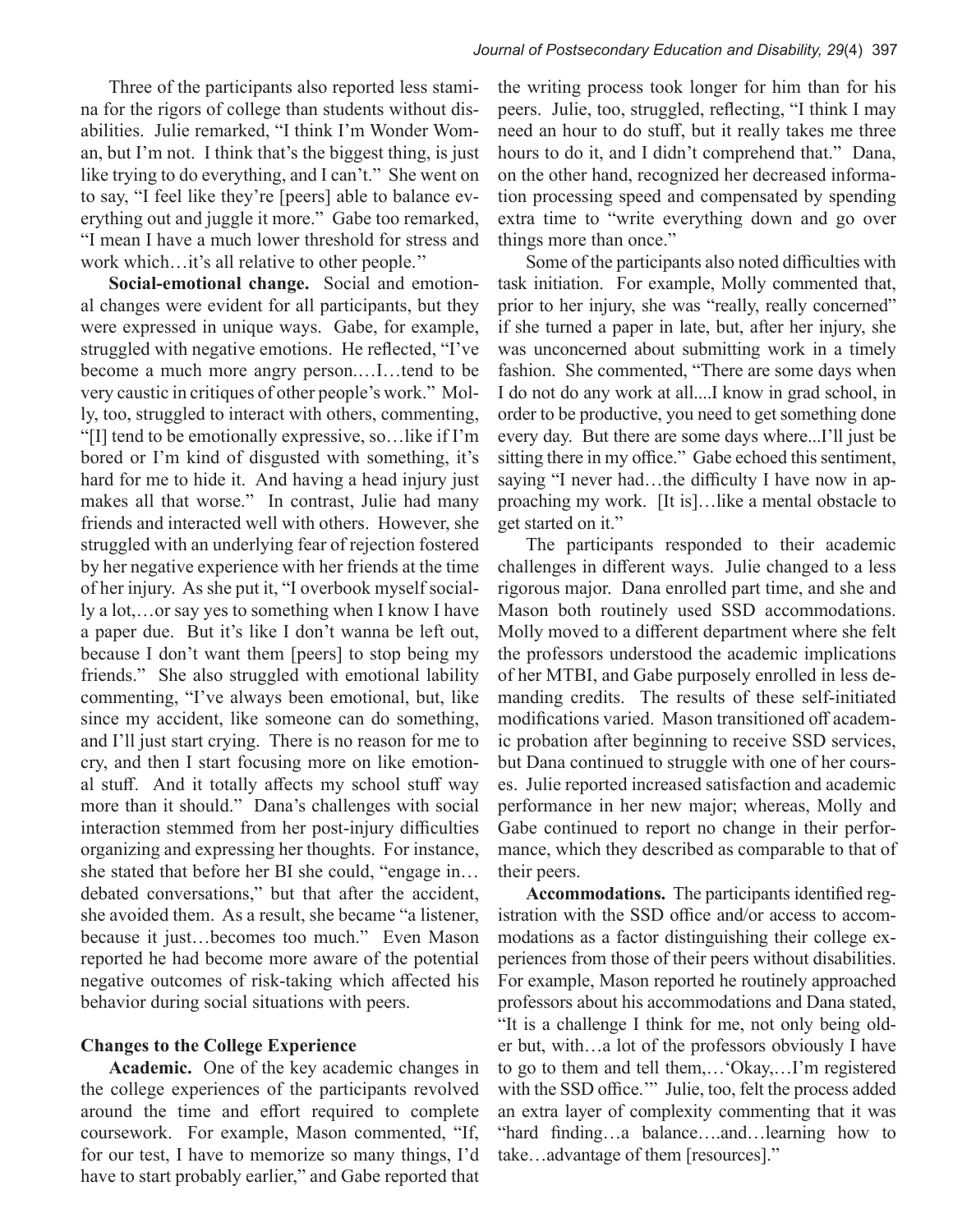Three of the participants also reported less stamina for the rigors of college than students without disabilities. Julie remarked, "I think I'm Wonder Woman, but I'm not. I think that's the biggest thing, is just like trying to do everything, and I can't." She went on to say, "I feel like they're [peers] able to balance everything out and juggle it more." Gabe too remarked, "I mean I have a much lower threshold for stress and work which…it's all relative to other people."

**Social-emotional change.** Social and emotional changes were evident for all participants, but they were expressed in unique ways. Gabe, for example, struggled with negative emotions. He reflected, "I've become a much more angry person.…I…tend to be very caustic in critiques of other people's work." Molly, too, struggled to interact with others, commenting, "[I] tend to be emotionally expressive, so…like if I'm bored or I'm kind of disgusted with something, it's hard for me to hide it. And having a head injury just makes all that worse." In contrast, Julie had many friends and interacted well with others. However, she struggled with an underlying fear of rejection fostered by her negative experience with her friends at the time of her injury. As she put it, "I overbook myself socially a lot,…or say yes to something when I know I have a paper due. But it's like I don't wanna be left out, because I don't want them [peers] to stop being my friends." She also struggled with emotional lability commenting, "I've always been emotional, but, like since my accident, like someone can do something, and I'll just start crying. There is no reason for me to cry, and then I start focusing more on like emotional stuff. And it totally affects my school stuff way more than it should." Dana's challenges with social interaction stemmed from her post-injury difficulties organizing and expressing her thoughts. For instance, she stated that before her BI she could, "engage in…debated conversations," but that after the accident, she avoided them. As a result, she became "a listener, because it just…becomes too much." Even Mason reported he had become more aware of the potential negative outcomes of risk-taking which affected his behavior during social situations with peers.

### Changes to the College Experience

**Academic.** One of the key academic changes in the college experiences of the participants revolved around the time and effort required to complete coursework. For example, Mason commented, "If, for our test, I have to memorize so many things, I'd have to start probably earlier," and Gabe reported that the writing process took longer for him than for his peers. Julie, too, struggled, reflecting, "I think I may need an hour to do stuff, but it really takes me three hours to do it, and I didn't comprehend that." Dana, on the other hand, recognized her decreased information processing speed and compensated by spending extra time to "write everything down and go over things more than once."

Some of the participants also noted difficulties with task initiation. For example, Molly commented that, prior to her injury, she was "really, really concerned" if she turned a paper in late, but, after her injury, she was unconcerned about submitting work in a timely fashion. She commented, "There are some days when I do not do any work at all....I know in grad school, in order to be productive, you need to get something done every day. But there are some days where...I'll just be sitting there in my office." Gabe echoed this sentiment, saying "I never had…the difficulty I have now in approaching my work. [It is]…like a mental obstacle to get started on it."

The participants responded to their academic challenges in different ways. Julie changed to a less rigorous major. Dana enrolled part time, and she and Mason both routinely used SSD accommodations. Molly moved to a different department where she felt the professors understood the academic implications of her MTBI, and Gabe purposely enrolled in less demanding credits. The results of these self-initiated modifications varied. Mason transitioned off academic probation after beginning to receive SSD services, but Dana continued to struggle with one of her courses. Julie reported increased satisfaction and academic performance in her new major; whereas, Molly and Gabe continued to report no change in their performance, which they described as comparable to that of their peers.

**Accommodations.** The participants identified registration with the SSD office and/or access to accommodations as a factor distinguishing their college experiences from those of their peers without disabilities. For example, Mason reported he routinely approached professors about his accommodations and Dana stated, "It is a challenge I think for me, not only being older but, with…a lot of the professors obviously I have to go to them and tell them,…'Okay,…I'm registered with the SSD office.'" Julie, too, felt the process added an extra layer of complexity commenting that it was "hard finding…a balance….and…learning how to take…advantage of them [resources]."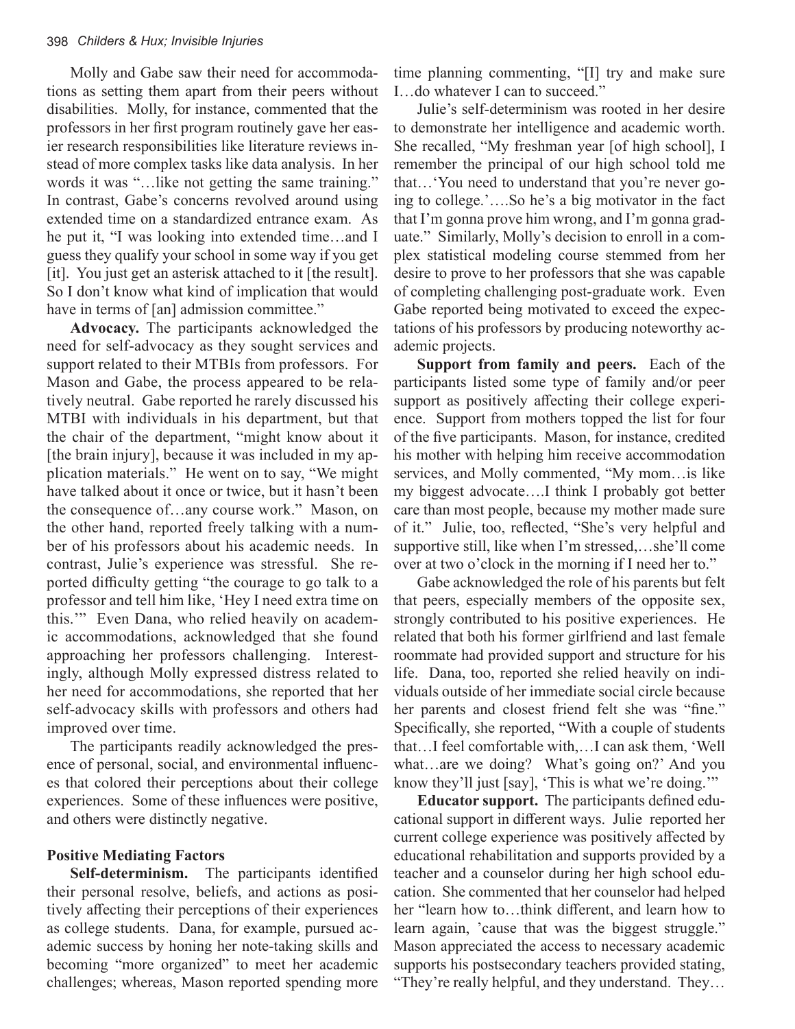Molly and Gabe saw their need for accommodations as setting them apart from their peers without disabilities. Molly, for instance, commented that the professors in her first program routinely gave her easier research responsibilities like literature reviews instead of more complex tasks like data analysis. In her words it was "…like not getting the same training." In contrast, Gabe's concerns revolved around using extended time on a standardized entrance exam. As he put it, "I was looking into extended time…and I guess they qualify your school in some way if you get [it]. You just get an asterisk attached to it [the result]. So I don't know what kind of implication that would have in terms of [an] admission committee."

**Advocacy.** The participants acknowledged the need for self-advocacy as they sought services and support related to their MTBIs from professors. For Mason and Gabe, the process appeared to be relatively neutral. Gabe reported he rarely discussed his MTBI with individuals in his department, but that the chair of the department, "might know about it [the brain injury], because it was included in my application materials." He went on to say, "We might have talked about it once or twice, but it hasn't been the consequence of…any course work." Mason, on the other hand, reported freely talking with a number of his professors about his academic needs. In contrast, Julie's experience was stressful. She reported difficulty getting "the courage to go talk to a professor and tell him like, 'Hey I need extra time on this.'" Even Dana, who relied heavily on academic accommodations, acknowledged that she found approaching her professors challenging. Interestingly, although Molly expressed distress related to her need for accommodations, she reported that her self-advocacy skills with professors and others had improved over time.

The participants readily acknowledged the presence of personal, social, and environmental influences that colored their perceptions about their college experiences. Some of these influences were positive, and others were distinctly negative.

### Positive Mediating Factors

**Self-determinism.** The participants identified their personal resolve, beliefs, and actions as positively affecting their perceptions of their experiences as college students. Dana, for example, pursued academic success by honing her note-taking skills and becoming "more organized" to meet her academic challenges; whereas, Mason reported spending more time planning commenting, "[I] try and make sure I…do whatever I can to succeed."

Julie's self-determinism was rooted in her desire to demonstrate her intelligence and academic worth. She recalled, "My freshman year [of high school], I remember the principal of our high school told me that…'You need to understand that you're never going to college.'….So he's a big motivator in the fact that I'm gonna prove him wrong, and I'm gonna graduate." Similarly, Molly's decision to enroll in a complex statistical modeling course stemmed from her desire to prove to her professors that she was capable of completing challenging post-graduate work. Even Gabe reported being motivated to exceed the expectations of his professors by producing noteworthy academic projects.

**Support from family and peers.** Each of the participants listed some type of family and/or peer support as positively affecting their college experience. Support from mothers topped the list for four of the five participants. Mason, for instance, credited his mother with helping him receive accommodation services, and Molly commented, "My mom…is like my biggest advocate….I think I probably got better care than most people, because my mother made sure of it." Julie, too, reflected, "She's very helpful and supportive still, like when I'm stressed,…she'll come over at two o'clock in the morning if I need her to."

Gabe acknowledged the role of his parents but felt that peers, especially members of the opposite sex, strongly contributed to his positive experiences. He related that both his former girlfriend and last female roommate had provided support and structure for his life. Dana, too, reported she relied heavily on individuals outside of her immediate social circle because her parents and closest friend felt she was "fine." Specifically, she reported, "With a couple of students that…I feel comfortable with,…I can ask them, 'Well what…are we doing? What's going on?' And you know they'll just [say], 'This is what we're doing.'"

**Educator support.** The participants defined educational support in different ways. Julie reported her current college experience was positively affected by educational rehabilitation and supports provided by a teacher and a counselor during her high school education. She commented that her counselor had helped her "learn how to…think different, and learn how to learn again, 'cause that was the biggest struggle." Mason appreciated the access to necessary academic supports his postsecondary teachers provided stating, "They're really helpful, and they understand. They…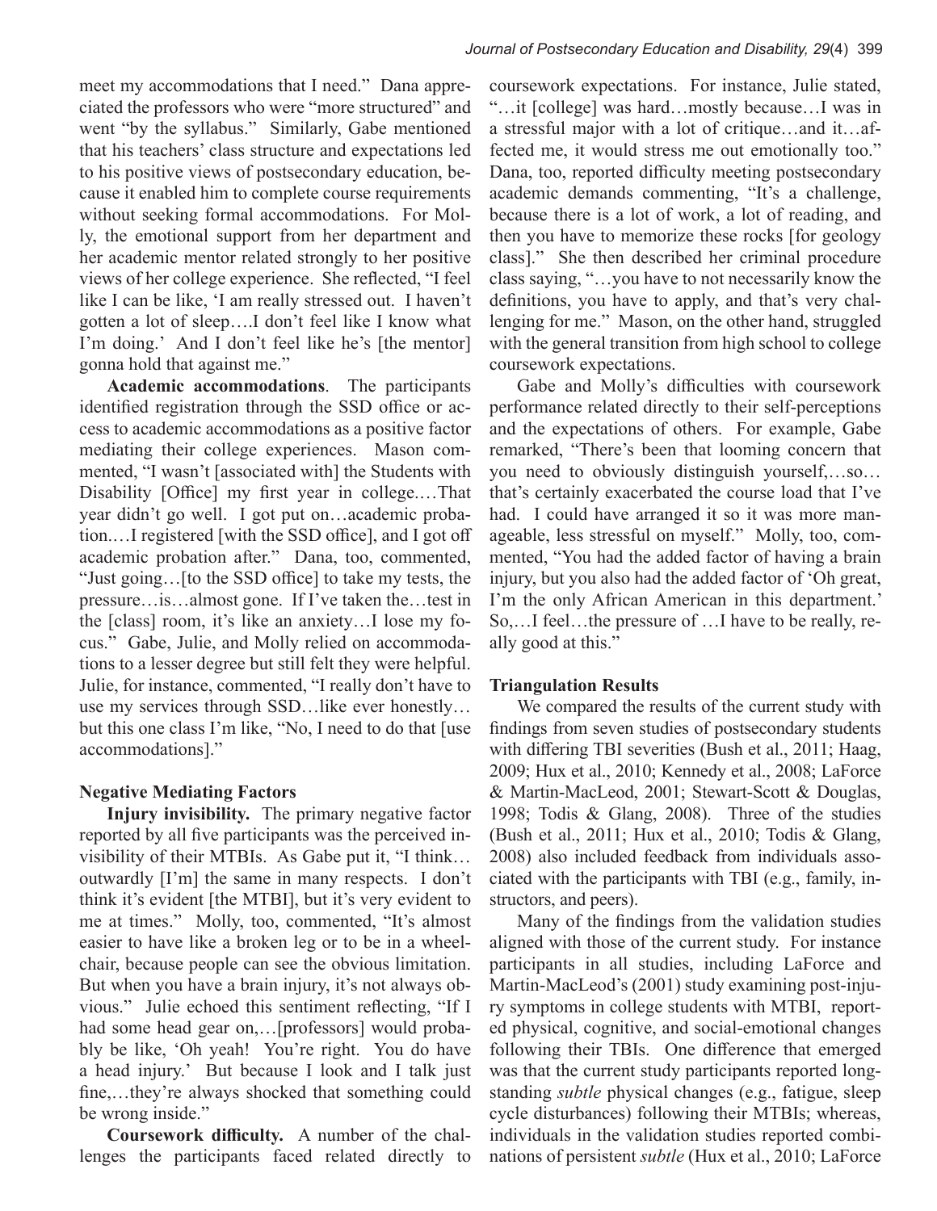meet my accommodations that I need." Dana appreciated the professors who were "more structured" and went "by the syllabus." Similarly, Gabe mentioned that his teachers' class structure and expectations led to his positive views of postsecondary education, because it enabled him to complete course requirements without seeking formal accommodations. For Molly, the emotional support from her department and her academic mentor related strongly to her positive views of her college experience. She reflected, "I feel like I can be like, 'I am really stressed out. I haven't gotten a lot of sleep….I don't feel like I know what I'm doing.' And I don't feel like he's [the mentor] gonna hold that against me."

**Academic accommodations**. The participants identified registration through the SSD office or access to academic accommodations as a positive factor mediating their college experiences. Mason commented, "I wasn't [associated with] the Students with Disability [Office] my first year in college.…That year didn't go well. I got put on…academic probation.…I registered [with the SSD office], and I got off academic probation after." Dana, too, commented, "Just going…[to the SSD office] to take my tests, the pressure…is…almost gone. If I've taken the…test in the [class] room, it's like an anxiety…I lose my focus." Gabe, Julie, and Molly relied on accommodations to a lesser degree but still felt they were helpful. Julie, for instance, commented, "I really don't have to use my services through SSD…like ever honestly… but this one class I'm like, "No, I need to do that [use accommodations]."

### Negative Mediating Factors

**Injury invisibility.** The primary negative factor reported by all five participants was the perceived invisibility of their MTBIs. As Gabe put it, "I think… outwardly [I'm] the same in many respects. I don't think it's evident [the MTBI], but it's very evident to me at times." Molly, too, commented, "It's almost easier to have like a broken leg or to be in a wheelchair, because people can see the obvious limitation. But when you have a brain injury, it's not always obvious." Julie echoed this sentiment reflecting, "If I had some head gear on,…[professors] would probably be like, 'Oh yeah! You're right. You do have a head injury.' But because I look and I talk just fine,…they're always shocked that something could be wrong inside."

**Coursework difficulty.** A number of the challenges the participants faced related directly to coursework expectations. For instance, Julie stated, "…it [college] was hard…mostly because…I was in a stressful major with a lot of critique…and it…affected me, it would stress me out emotionally too." Dana, too, reported difficulty meeting postsecondary academic demands commenting, "It's a challenge, because there is a lot of work, a lot of reading, and then you have to memorize these rocks [for geology class]." She then described her criminal procedure class saying, "…you have to not necessarily know the definitions, you have to apply, and that's very challenging for me." Mason, on the other hand, struggled with the general transition from high school to college coursework expectations.

Gabe and Molly's difficulties with coursework performance related directly to their self-perceptions and the expectations of others. For example, Gabe remarked, "There's been that looming concern that you need to obviously distinguish yourself,…so… that's certainly exacerbated the course load that I've had. I could have arranged it so it was more manageable, less stressful on myself." Molly, too, commented, "You had the added factor of having a brain injury, but you also had the added factor of 'Oh great, I'm the only African American in this department.' So,…I feel…the pressure of …I have to be really, really good at this."

### Triangulation Results

We compared the results of the current study with findings from seven studies of postsecondary students with differing TBI severities (Bush et al., 2011; Haag, 2009; Hux et al., 2010; Kennedy et al., 2008; LaForce & Martin-MacLeod, 2001; Stewart-Scott & Douglas, 1998; Todis & Glang, 2008). Three of the studies (Bush et al., 2011; Hux et al., 2010; Todis & Glang, 2008) also included feedback from individuals associated with the participants with TBI (e.g., family, instructors, and peers).

Many of the findings from the validation studies aligned with those of the current study. For instance participants in all studies, including LaForce and Martin-MacLeod's (2001) study examining post-injury symptoms in college students with MTBI, reported physical, cognitive, and social-emotional changes following their TBIs. One difference that emerged was that the current study participants reported long-standing *subtle* physical changes (e.g., fatigue, sleep cycle disturbances) following their MTBIs; whereas, individuals in the validation studies reported combinations of persistent *subtle* (Hux et al., 2010; LaForce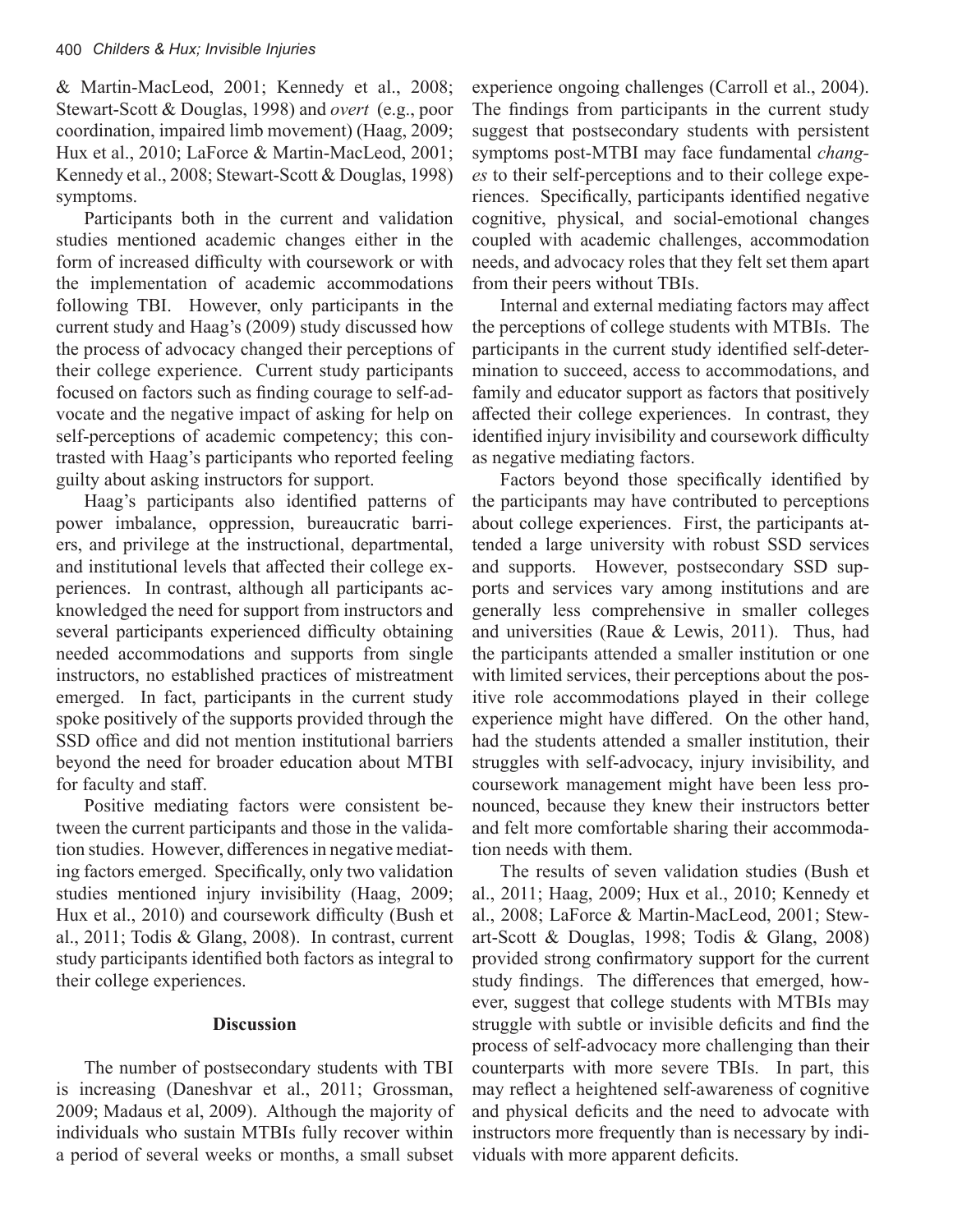& Martin-MacLeod, 2001; Kennedy et al., 2008; Stewart-Scott & Douglas, 1998) and *overt* (e.g., poor coordination, impaired limb movement) (Haag, 2009; Hux et al., 2010; LaForce & Martin-MacLeod, 2001; Kennedy et al., 2008; Stewart-Scott & Douglas, 1998) symptoms.

Participants both in the current and validation studies mentioned academic changes either in the form of increased difficulty with coursework or with the implementation of academic accommodations following TBI. However, only participants in the current study and Haag's (2009) study discussed how the process of advocacy changed their perceptions of their college experience. Current study participants focused on factors such as finding courage to self-advocate and the negative impact of asking for help on self-perceptions of academic competency; this contrasted with Haag's participants who reported feeling guilty about asking instructors for support.

Haag's participants also identified patterns of power imbalance, oppression, bureaucratic barriers, and privilege at the instructional, departmental, and institutional levels that affected their college experiences. In contrast, although all participants acknowledged the need for support from instructors and several participants experienced difficulty obtaining needed accommodations and supports from single instructors, no established practices of mistreatment emerged. In fact, participants in the current study spoke positively of the supports provided through the SSD office and did not mention institutional barriers beyond the need for broader education about MTBI for faculty and staff.

Positive mediating factors were consistent between the current participants and those in the validation studies. However, differences in negative mediating factors emerged. Specifically, only two validation studies mentioned injury invisibility (Haag, 2009; Hux et al., 2010) and coursework difficulty (Bush et al., 2011; Todis & Glang, 2008). In contrast, current study participants identified both factors as integral to their college experiences.

## Discussion

The number of postsecondary students with TBI is increasing (Daneshvar et al., 2011; Grossman, 2009; Madaus et al, 2009). Although the majority of individuals who sustain MTBIs fully recover within a period of several weeks or months, a small subset experience ongoing challenges (Carroll et al., 2004). The findings from participants in the current study suggest that postsecondary students with persistent symptoms post-MTBI may face fundamental *changes* to their self-perceptions and to their college experiences. Specifically, participants identified negative cognitive, physical, and social-emotional changes coupled with academic challenges, accommodation needs, and advocacy roles that they felt set them apart from their peers without TBIs.

Internal and external mediating factors may affect the perceptions of college students with MTBIs. The participants in the current study identified self-determination to succeed, access to accommodations, and family and educator support as factors that positively affected their college experiences. In contrast, they identified injury invisibility and coursework difficulty as negative mediating factors.

Factors beyond those specifically identified by the participants may have contributed to perceptions about college experiences. First, the participants attended a large university with robust SSD services and supports. However, postsecondary SSD supports and services vary among institutions and are generally less comprehensive in smaller colleges and universities (Raue & Lewis, 2011). Thus, had the participants attended a smaller institution or one with limited services, their perceptions about the positive role accommodations played in their college experience might have differed. On the other hand, had the students attended a smaller institution, their struggles with self-advocacy, injury invisibility, and coursework management might have been less pronounced, because they knew their instructors better and felt more comfortable sharing their accommodation needs with them.

The results of seven validation studies (Bush et al., 2011; Haag, 2009; Hux et al., 2010; Kennedy et al., 2008; LaForce & Martin-MacLeod, 2001; Stewart-Scott & Douglas, 1998; Todis & Glang, 2008) provided strong confirmatory support for the current study findings. The differences that emerged, however, suggest that college students with MTBIs may struggle with subtle or invisible deficits and find the process of self-advocacy more challenging than their counterparts with more severe TBIs. In part, this may reflect a heightened self-awareness of cognitive and physical deficits and the need to advocate with instructors more frequently than is necessary by individuals with more apparent deficits.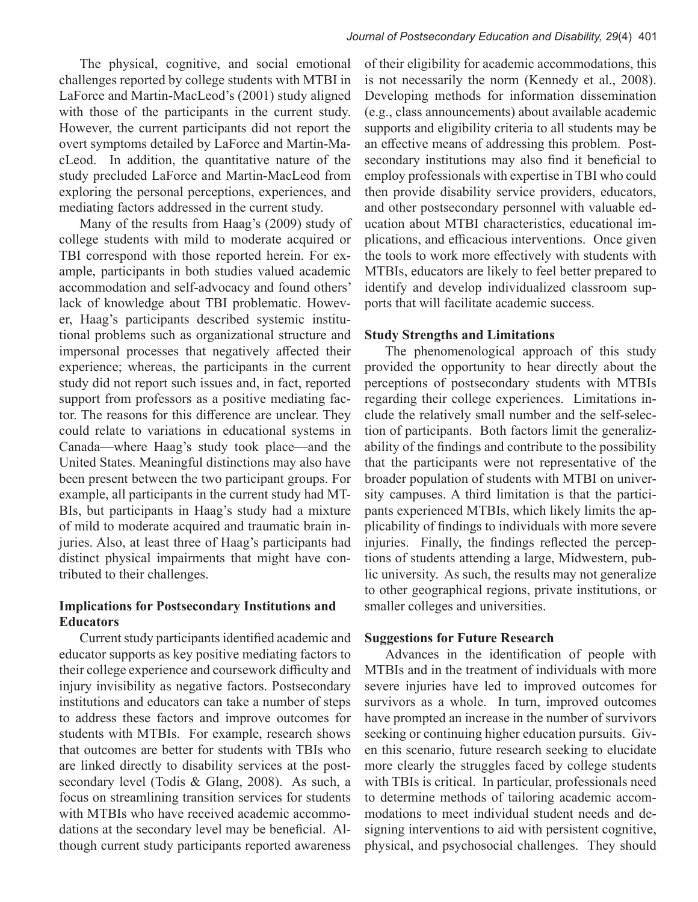The physical, cognitive, and social emotional challenges reported by college students with MTBI in LaForce and Martin-MacLeod's (2001) study aligned with those of the participants in the current study. However, the current participants did not report the overt symptoms detailed by LaForce and Martin-MacLeod. In addition, the quantitative nature of the study precluded LaForce and Martin-MacLeod from exploring the personal perceptions, experiences, and mediating factors addressed in the current study.

Many of the results from Haag's (2009) study of college students with mild to moderate acquired or TBI correspond with those reported herein. For example, participants in both studies valued academic accommodation and self-advocacy and found others' lack of knowledge about TBI problematic. However, Haag's participants described systemic institutional problems such as organizational structure and impersonal processes that negatively affected their experience; whereas, the participants in the current study did not report such issues and, in fact, reported support from professors as a positive mediating factor. The reasons for this difference are unclear. They could relate to variations in educational systems in Canada—where Haag's study took place—and the United States. Meaningful distinctions may also have been present between the two participant groups. For example, all participants in the current study had MTBIs, but participants in Haag's study had a mixture of mild to moderate acquired and traumatic brain injuries. Also, at least three of Haag's participants had distinct physical impairments that might have contributed to their challenges.

### Implications for Postsecondary Institutions and Educators

Current study participants identified academic and educator supports as key positive mediating factors to their college experience and coursework difficulty and injury invisibility as negative factors. Postsecondary institutions and educators can take a number of steps to address these factors and improve outcomes for students with MTBIs. For example, research shows that outcomes are better for students with TBIs who are linked directly to disability services at the postsecondary level (Todis & Glang, 2008). As such, a focus on streamlining transition services for students with MTBIs who have received academic accommodations at the secondary level may be beneficial. Although current study participants reported awareness of their eligibility for academic accommodations, this is not necessarily the norm (Kennedy et al., 2008). Developing methods for information dissemination (e.g., class announcements) about available academic supports and eligibility criteria to all students may be an effective means of addressing this problem. Postsecondary institutions may also find it beneficial to employ professionals with expertise in TBI who could then provide disability service providers, educators, and other postsecondary personnel with valuable education about MTBI characteristics, educational implications, and efficacious interventions. Once given the tools to work more effectively with students with MTBIs, educators are likely to feel better prepared to identify and develop individualized classroom supports that will facilitate academic success.

### Study Strengths and Limitations

The phenomenological approach of this study provided the opportunity to hear directly about the perceptions of postsecondary students with MTBIs regarding their college experiences. Limitations include the relatively small number and the self-selection of participants. Both factors limit the generalizability of the findings and contribute to the possibility that the participants were not representative of the broader population of students with MTBI on university campuses. A third limitation is that the participants experienced MTBIs, which likely limits the applicability of findings to individuals with more severe injuries. Finally, the findings reflected the perceptions of students attending a large, Midwestern, public university. As such, the results may not generalize to other geographical regions, private institutions, or smaller colleges and universities.

### Suggestions for Future Research

Advances in the identification of people with MTBIs and in the treatment of individuals with more severe injuries have led to improved outcomes for survivors as a whole. In turn, improved outcomes have prompted an increase in the number of survivors seeking or continuing higher education pursuits. Given this scenario, future research seeking to elucidate more clearly the struggles faced by college students with TBIs is critical. In particular, professionals need to determine methods of tailoring academic accommodations to meet individual student needs and designing interventions to aid with persistent cognitive, physical, and psychosocial challenges. They should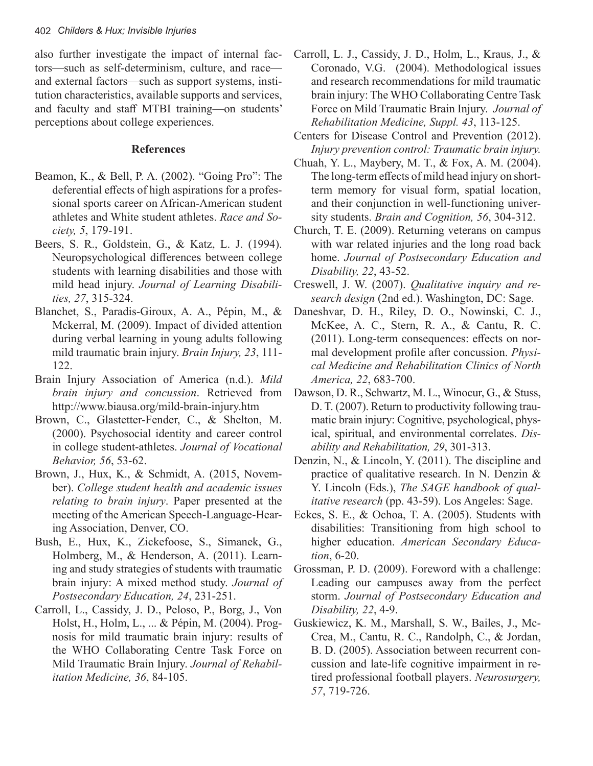also further investigate the impact of internal factors—such as self-determinism, culture, and race—and external factors—such as support systems, institution characteristics, available supports and services, and faculty and staff MTBI training—on students' perceptions about college experiences.

## References

Beamon, K., & Bell, P. A. (2002). "Going Pro": The deferential effects of high aspirations for a professional sports career on African-American student athletes and White student athletes. *Race and Society, 5*, 179-191.

Beers, S. R., Goldstein, G., & Katz, L. J. (1994). Neuropsychological differences between college students with learning disabilities and those with mild head injury. *Journal of Learning Disabilities, 27*, 315-324.

Blanchet, S., Paradis-Giroux, A. A., Pépin, M., & Mckerral, M. (2009). Impact of divided attention during verbal learning in young adults following mild traumatic brain injury. *Brain Injury, 23*, 111-122.

Brain Injury Association of America (n.d.). *Mild brain injury and concussion*. Retrieved from http://www.biausa.org/mild-brain-injury.htm

Brown, C., Glastetter-Fender, C., & Shelton, M. (2000). Psychosocial identity and career control in college student-athletes. *Journal of Vocational Behavior, 56*, 53-62.

Brown, J., Hux, K., & Schmidt, A. (2015, November). *College student health and academic issues relating to brain injury*. Paper presented at the meeting of the American Speech-Language-Hearing Association, Denver, CO.

Bush, E., Hux, K., Zickefoose, S., Simanek, G., Holmberg, M., & Henderson, A. (2011). Learning and study strategies of students with traumatic brain injury: A mixed method study. *Journal of Postsecondary Education, 24*, 231-251.

Carroll, L., Cassidy, J. D., Peloso, P., Borg, J., Von Holst, H., Holm, L., ... & Pépin, M. (2004). Prognosis for mild traumatic brain injury: results of the WHO Collaborating Centre Task Force on Mild Traumatic Brain Injury. *Journal of Rehabilitation Medicine, 36*, 84-105.

Carroll, L. J., Cassidy, J. D., Holm, L., Kraus, J., & Coronado, V.G. (2004). Methodological issues and research recommendations for mild traumatic brain injury: The WHO Collaborating Centre Task Force on Mild Traumatic Brain Injury. *Journal of Rehabilitation Medicine, Suppl. 43*, 113-125.

Centers for Disease Control and Prevention (2012). *Injury prevention control: Traumatic brain injury.*

Chuah, Y. L., Maybery, M. T., & Fox, A. M. (2004). The long-term effects of mild head injury on short-term memory for visual form, spatial location, and their conjunction in well-functioning university students. *Brain and Cognition, 56*, 304-312.

Church, T. E. (2009). Returning veterans on campus with war related injuries and the long road back home. *Journal of Postsecondary Education and Disability, 22*, 43-52.

Creswell, J. W. (2007). *Qualitative inquiry and research design* (2nd ed.). Washington, DC: Sage.

Daneshvar, D. H., Riley, D. O., Nowinski, C. J., McKee, A. C., Stern, R. A., & Cantu, R. C. (2011). Long-term consequences: effects on normal development profile after concussion. *Physical Medicine and Rehabilitation Clinics of North America, 22*, 683-700.

Dawson, D. R., Schwartz, M. L., Winocur, G., & Stuss, D. T. (2007). Return to productivity following traumatic brain injury: Cognitive, psychological, physical, spiritual, and environmental correlates. *Disability and Rehabilitation, 29*, 301-313.

Denzin, N., & Lincoln, Y. (2011). The discipline and practice of qualitative research. In N. Denzin & Y. Lincoln (Eds.), *The SAGE handbook of qualitative research* (pp. 43-59). Los Angeles: Sage.

Eckes, S. E., & Ochoa, T. A. (2005). Students with disabilities: Transitioning from high school to higher education. *American Secondary Education*, 6-20.

Grossman, P. D. (2009). Foreword with a challenge: Leading our campuses away from the perfect storm. *Journal of Postsecondary Education and Disability, 22*, 4-9.

Guskiewicz, K. M., Marshall, S. W., Bailes, J., McCrea, M., Cantu, R. C., Randolph, C., & Jordan, B. D. (2005). Association between recurrent concussion and late-life cognitive impairment in retired professional football players. *Neurosurgery, 57*, 719-726.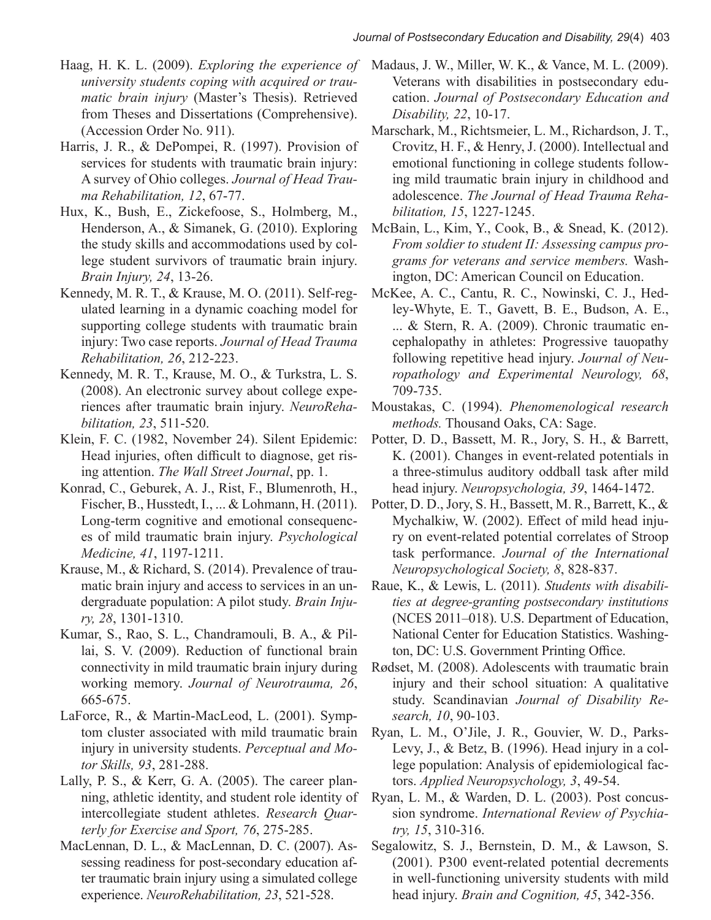Haag, H. K. L. (2009). *Exploring the experience of university students coping with acquired or traumatic brain injury* (Master's Thesis). Retrieved from Theses and Dissertations (Comprehensive). (Accession Order No. 911).

Harris, J. R., & DePompei, R. (1997). Provision of services for students with traumatic brain injury: A survey of Ohio colleges. *Journal of Head Trauma Rehabilitation, 12*, 67-77.

Hux, K., Bush, E., Zickefoose, S., Holmberg, M., Henderson, A., & Simanek, G. (2010). Exploring the study skills and accommodations used by college student survivors of traumatic brain injury. *Brain Injury, 24*, 13-26.

Kennedy, M. R. T., & Krause, M. O. (2011). Self-regulated learning in a dynamic coaching model for supporting college students with traumatic brain injury: Two case reports. *Journal of Head Trauma Rehabilitation, 26*, 212-223.

Kennedy, M. R. T., Krause, M. O., & Turkstra, L. S. (2008). An electronic survey about college experiences after traumatic brain injury. *NeuroRehabilitation, 23*, 511-520.

Klein, F. C. (1982, November 24). Silent Epidemic: Head injuries, often difficult to diagnose, get rising attention. *The Wall Street Journal*, pp. 1.

Konrad, C., Geburek, A. J., Rist, F., Blumenroth, H., Fischer, B., Husstedt, I., ... & Lohmann, H. (2011). Long-term cognitive and emotional consequences of mild traumatic brain injury. *Psychological Medicine, 41*, 1197-1211.

Krause, M., & Richard, S. (2014). Prevalence of traumatic brain injury and access to services in an undergraduate population: A pilot study. *Brain Injury, 28*, 1301-1310.

Kumar, S., Rao, S. L., Chandramouli, B. A., & Pillai, S. V. (2009). Reduction of functional brain connectivity in mild traumatic brain injury during working memory. *Journal of Neurotrauma, 26*, 665-675.

LaForce, R., & Martin-MacLeod, L. (2001). Symptom cluster associated with mild traumatic brain injury in university students. *Perceptual and Motor Skills, 93*, 281-288.

Lally, P. S., & Kerr, G. A. (2005). The career planning, athletic identity, and student role identity of intercollegiate student athletes. *Research Quarterly for Exercise and Sport, 76*, 275-285.

MacLennan, D. L., & MacLennan, D. C. (2007). Assessing readiness for post-secondary education after traumatic brain injury using a simulated college experience. *NeuroRehabilitation, 23*, 521-528.

Madaus, J. W., Miller, W. K., & Vance, M. L. (2009). Veterans with disabilities in postsecondary education. *Journal of Postsecondary Education and Disability, 22*, 10-17.

Marschark, M., Richtsmeier, L. M., Richardson, J. T., Crovitz, H. F., & Henry, J. (2000). Intellectual and emotional functioning in college students following mild traumatic brain injury in childhood and adolescence. *The Journal of Head Trauma Rehabilitation, 15*, 1227-1245.

McBain, L., Kim, Y., Cook, B., & Snead, K. (2012). *From soldier to student II: Assessing campus programs for veterans and service members.* Washington, DC: American Council on Education.

McKee, A. C., Cantu, R. C., Nowinski, C. J., Hedley-Whyte, E. T., Gavett, B. E., Budson, A. E., ... & Stern, R. A. (2009). Chronic traumatic encephalopathy in athletes: Progressive tauopathy following repetitive head injury. *Journal of Neuropathology and Experimental Neurology, 68*, 709-735.

Moustakas, C. (1994). *Phenomenological research methods.* Thousand Oaks, CA: Sage.

Potter, D. D., Bassett, M. R., Jory, S. H., & Barrett, K. (2001). Changes in event-related potentials in a three-stimulus auditory oddball task after mild head injury. *Neuropsychologia, 39*, 1464-1472.

Potter, D. D., Jory, S. H., Bassett, M. R., Barrett, K., & Mychalkiw, W. (2002). Effect of mild head injury on event-related potential correlates of Stroop task performance. *Journal of the International Neuropsychological Society, 8*, 828-837.

Raue, K., & Lewis, L. (2011). *Students with disabilities at degree-granting postsecondary institutions* (NCES 2011–018). U.S. Department of Education, National Center for Education Statistics. Washington, DC: U.S. Government Printing Office.

Rødset, M. (2008). Adolescents with traumatic brain injury and their school situation: A qualitative study. Scandinavian *Journal of Disability Research, 10*, 90-103.

Ryan, L. M., O'Jile, J. R., Gouvier, W. D., Parks-Levy, J., & Betz, B. (1996). Head injury in a college population: Analysis of epidemiological factors. *Applied Neuropsychology, 3*, 49-54.

Ryan, L. M., & Warden, D. L. (2003). Post concussion syndrome. *International Review of Psychiatry, 15*, 310-316.

Segalowitz, S. J., Bernstein, D. M., & Lawson, S. (2001). P300 event-related potential decrements in well-functioning university students with mild head injury. *Brain and Cognition, 45*, 342-356.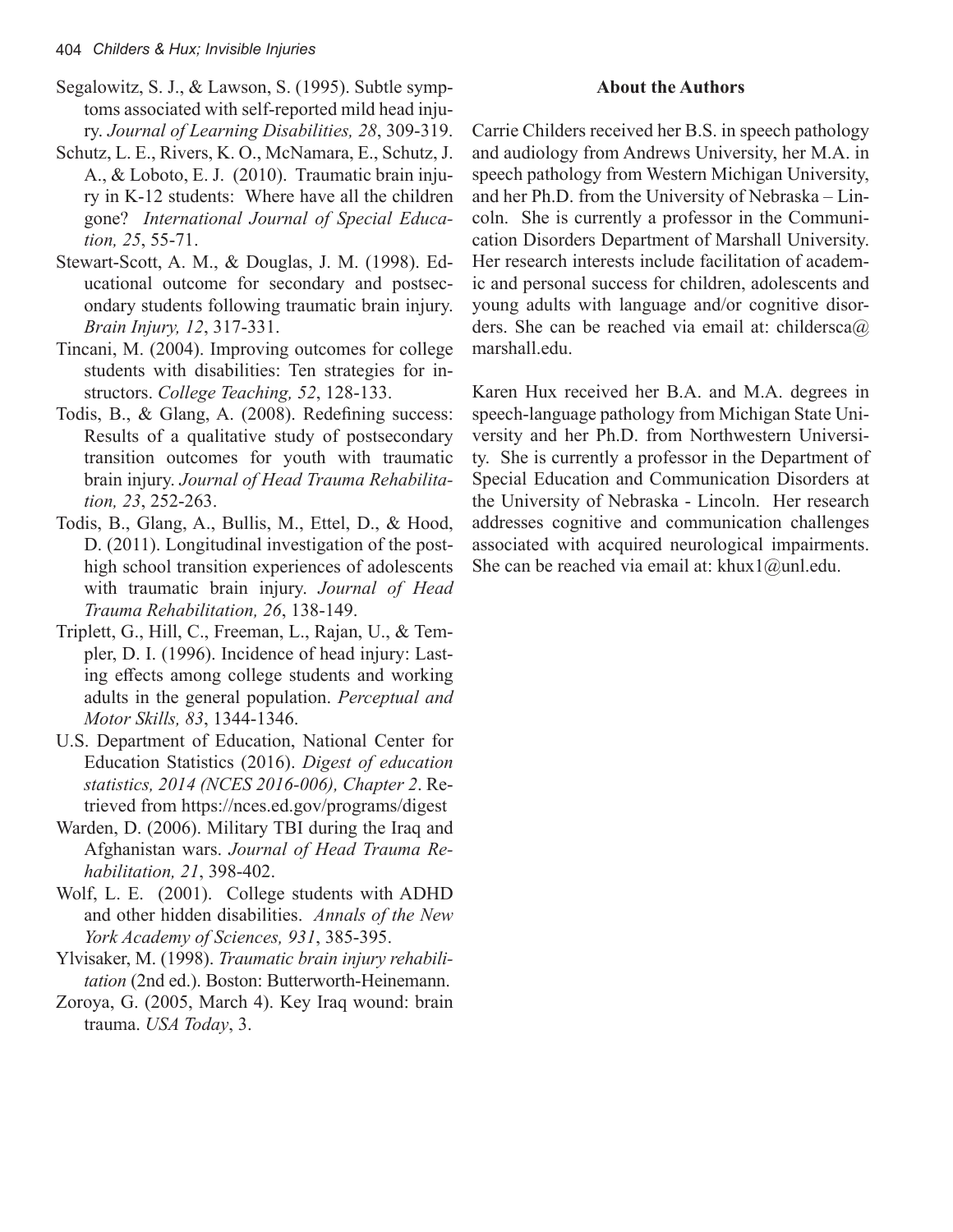Segalowitz, S. J., & Lawson, S. (1995). Subtle symptoms associated with self-reported mild head injury. *Journal of Learning Disabilities, 28*, 309-319.

Schutz, L. E., Rivers, K. O., McNamara, E., Schutz, J. A., & Loboto, E. J. (2010). Traumatic brain injury in K-12 students: Where have all the children gone? *International Journal of Special Education, 25*, 55-71.

Stewart-Scott, A. M., & Douglas, J. M. (1998). Educational outcome for secondary and postsecondary students following traumatic brain injury. *Brain Injury, 12*, 317-331.

Tincani, M. (2004). Improving outcomes for college students with disabilities: Ten strategies for instructors. *College Teaching, 52*, 128-133.

Todis, B., & Glang, A. (2008). Redefining success: Results of a qualitative study of postsecondary transition outcomes for youth with traumatic brain injury. *Journal of Head Trauma Rehabilitation, 23*, 252-263.

Todis, B., Glang, A., Bullis, M., Ettel, D., & Hood, D. (2011). Longitudinal investigation of the post-high school transition experiences of adolescents with traumatic brain injury. *Journal of Head Trauma Rehabilitation, 26*, 138-149.

Triplett, G., Hill, C., Freeman, L., Rajan, U., & Templer, D. I. (1996). Incidence of head injury: Lasting effects among college students and working adults in the general population. *Perceptual and Motor Skills, 83*, 1344-1346.

U.S. Department of Education, National Center for Education Statistics (2016). *Digest of education statistics, 2014 (NCES 2016-006), Chapter 2*. Retrieved from https://nces.ed.gov/programs/digest

Warden, D. (2006). Military TBI during the Iraq and Afghanistan wars. *Journal of Head Trauma Rehabilitation, 21*, 398-402.

Wolf, L. E. (2001). College students with ADHD and other hidden disabilities. *Annals of the New York Academy of Sciences, 931*, 385-395.

Ylvisaker, M. (1998). *Traumatic brain injury rehabilitation* (2nd ed.). Boston: Butterworth-Heinemann.

Zoroya, G. (2005, March 4). Key Iraq wound: brain trauma. *USA Today*, 3.

## About the Authors

Carrie Childers received her B.S. in speech pathology and audiology from Andrews University, her M.A. in speech pathology from Western Michigan University, and her Ph.D. from the University of Nebraska – Lincoln. She is currently a professor in the Communication Disorders Department of Marshall University. Her research interests include facilitation of academic and personal success for children, adolescents and young adults with language and/or cognitive disorders. She can be reached via email at: childersca@marshall.edu.

Karen Hux received her B.A. and M.A. degrees in speech-language pathology from Michigan State University and her Ph.D. from Northwestern University. She is currently a professor in the Department of Special Education and Communication Disorders at the University of Nebraska - Lincoln. Her research addresses cognitive and communication challenges associated with acquired neurological impairments. She can be reached via email at: khux1@unl.edu.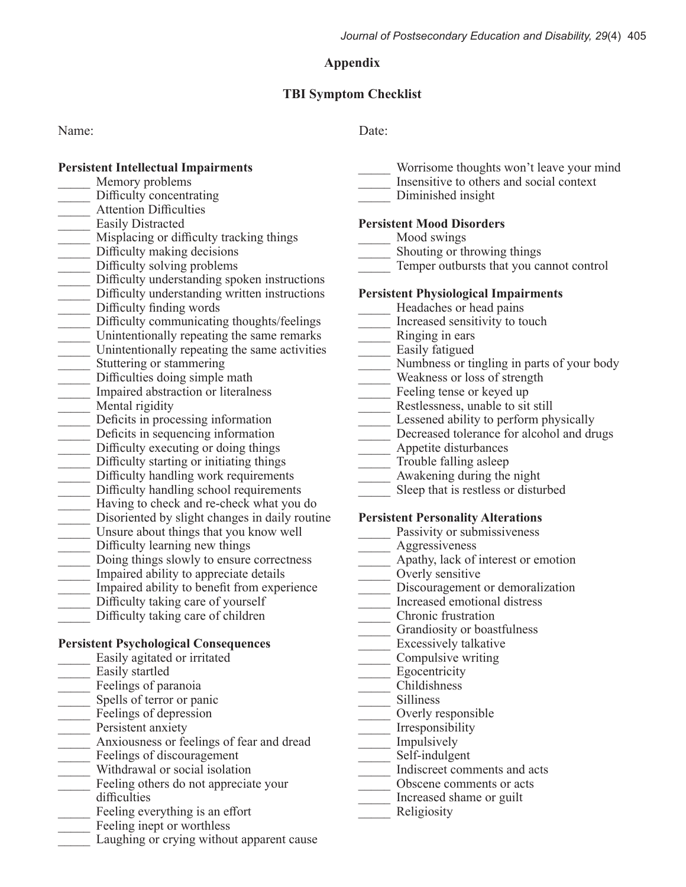## Appendix

### TBI Symptom Checklist

Name: Date:

**Persistent Intellectual Impairments**

_____ Memory problems
_____ Difficulty concentrating
_____ Attention Difficulties
_____ Easily Distracted
_____ Misplacing or difficulty tracking things
_____ Difficulty making decisions
_____ Difficulty solving problems
_____ Difficulty understanding spoken instructions
_____ Difficulty understanding written instructions
_____ Difficulty finding words
_____ Difficulty communicating thoughts/feelings
_____ Unintentionally repeating the same remarks
_____ Unintentionally repeating the same activities
_____ Stuttering or stammering
_____ Difficulties doing simple math
_____ Impaired abstraction or literalness
_____ Mental rigidity
_____ Deficits in processing information
_____ Deficits in sequencing information
_____ Difficulty executing or doing things
_____ Difficulty starting or initiating things
_____ Difficulty handling work requirements
_____ Difficulty handling school requirements
_____ Having to check and re-check what you do
_____ Disoriented by slight changes in daily routine
_____ Unsure about things that you know well
_____ Difficulty learning new things
_____ Doing things slowly to ensure correctness
_____ Impaired ability to appreciate details
_____ Impaired ability to benefit from experience
_____ Difficulty taking care of yourself
_____ Difficulty taking care of children

**Persistent Psychological Consequences**

_____ Easily agitated or irritated
_____ Easily startled
_____ Feelings of paranoia
_____ Spells of terror or panic
_____ Feelings of depression
_____ Persistent anxiety
_____ Anxiousness or feelings of fear and dread
_____ Feelings of discouragement
_____ Withdrawal or social isolation
_____ Feeling others do not appreciate your difficulties
_____ Feeling everything is an effort
_____ Feeling inept or worthless
_____ Laughing or crying without apparent cause
_____ Worrisome thoughts won't leave your mind
_____ Insensitive to others and social context
_____ Diminished insight

**Persistent Mood Disorders**

_____ Mood swings
_____ Shouting or throwing things
_____ Temper outbursts that you cannot control

**Persistent Physiological Impairments**

_____ Headaches or head pains
_____ Increased sensitivity to touch
_____ Ringing in ears
_____ Easily fatigued
_____ Numbness or tingling in parts of your body
_____ Weakness or loss of strength
_____ Feeling tense or keyed up
_____ Restlessness, unable to sit still
_____ Lessened ability to perform physically
_____ Decreased tolerance for alcohol and drugs
_____ Appetite disturbances
_____ Trouble falling asleep
_____ Awakening during the night
_____ Sleep that is restless or disturbed

**Persistent Personality Alterations**

_____ Passivity or submissiveness
_____ Aggressiveness
_____ Apathy, lack of interest or emotion
_____ Overly sensitive
_____ Discouragement or demoralization
_____ Increased emotional distress
_____ Chronic frustration
_____ Grandiosity or boastfulness
_____ Excessively talkative
_____ Compulsive writing
_____ Egocentricity
_____ Childishness
_____ Silliness
_____ Overly responsible
_____ Irresponsibility
_____ Impulsively
_____ Self-indulgent
_____ Indiscreet comments and acts
_____ Obscene comments or acts
_____ Increased shame or guilt
_____ Religiosity